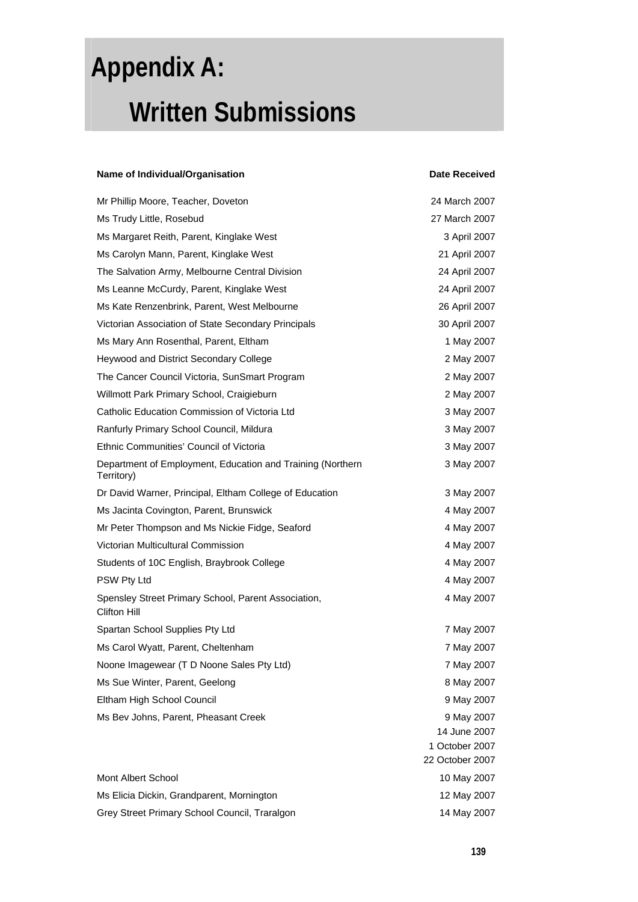# Appendix A: Written Submissions

| Name of Individual/Organisation | Date Received |
| --- | --- |
| Mr Phillip Moore, Teacher, Doveton | 24 March 2007 |
| Ms Trudy Little, Rosebud | 27 March 2007 |
| Ms Margaret Reith, Parent, Kinglake West | 3 April 2007 |
| Ms Carolyn Mann, Parent, Kinglake West | 21 April 2007 |
| The Salvation Army, Melbourne Central Division | 24 April 2007 |
| Ms Leanne McCurdy, Parent, Kinglake West | 24 April 2007 |
| Ms Kate Renzenbrink, Parent, West Melbourne | 26 April 2007 |
| Victorian Association of State Secondary Principals | 30 April 2007 |
| Ms Mary Ann Rosenthal, Parent, Eltham | 1 May 2007 |
| Heywood and District Secondary College | 2 May 2007 |
| The Cancer Council Victoria, SunSmart Program | 2 May 2007 |
| Willmott Park Primary School, Craigieburn | 2 May 2007 |
| Catholic Education Commission of Victoria Ltd | 3 May 2007 |
| Ranfurly Primary School Council, Mildura | 3 May 2007 |
| Ethnic Communities' Council of Victoria | 3 May 2007 |
| Department of Employment, Education and Training (Northern Territory) | 3 May 2007 |
| Dr David Warner, Principal, Eltham College of Education | 3 May 2007 |
| Ms Jacinta Covington, Parent, Brunswick | 4 May 2007 |
| Mr Peter Thompson and Ms Nickie Fidge, Seaford | 4 May 2007 |
| Victorian Multicultural Commission | 4 May 2007 |
| Students of 10C English, Braybrook College | 4 May 2007 |
| PSW Pty Ltd | 4 May 2007 |
| Spensley Street Primary School, Parent Association, Clifton Hill | 4 May 2007 |
| Spartan School Supplies Pty Ltd | 7 May 2007 |
| Ms Carol Wyatt, Parent, Cheltenham | 7 May 2007 |
| Noone Imagewear (T D Noone Sales Pty Ltd) | 7 May 2007 |
| Ms Sue Winter, Parent, Geelong | 8 May 2007 |
| Eltham High School Council | 9 May 2007 |
| Ms Bev Johns, Parent, Pheasant Creek | 9 May 2007<br>14 June 2007<br>1 October 2007<br>22 October 2007 |
| Mont Albert School | 10 May 2007 |
| Ms Elicia Dickin, Grandparent, Mornington | 12 May 2007 |
| Grey Street Primary School Council, Traralgon | 14 May 2007 |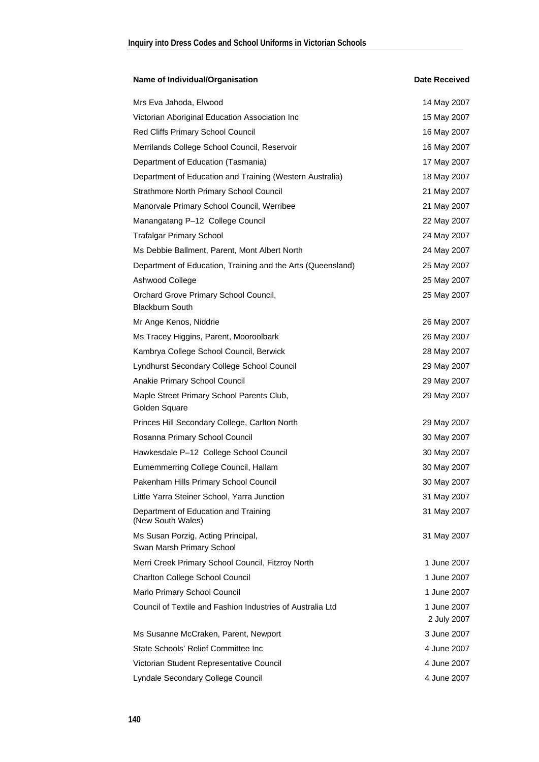| Name of Individual/Organisation | Date Received |
|---|---|
| Mrs Eva Jahoda, Elwood | 14 May 2007 |
| Victorian Aboriginal Education Association Inc | 15 May 2007 |
| Red Cliffs Primary School Council | 16 May 2007 |
| Merrilands College School Council, Reservoir | 16 May 2007 |
| Department of Education (Tasmania) | 17 May 2007 |
| Department of Education and Training (Western Australia) | 18 May 2007 |
| Strathmore North Primary School Council | 21 May 2007 |
| Manorvale Primary School Council, Werribee | 21 May 2007 |
| Manangatang P–12 College Council | 22 May 2007 |
| Trafalgar Primary School | 24 May 2007 |
| Ms Debbie Ballment, Parent, Mont Albert North | 24 May 2007 |
| Department of Education, Training and the Arts (Queensland) | 25 May 2007 |
| Ashwood College | 25 May 2007 |
| Orchard Grove Primary School Council, Blackburn South | 25 May 2007 |
| Mr Ange Kenos, Niddrie | 26 May 2007 |
| Ms Tracey Higgins, Parent, Mooroolbark | 26 May 2007 |
| Kambrya College School Council, Berwick | 28 May 2007 |
| Lyndhurst Secondary College School Council | 29 May 2007 |
| Anakie Primary School Council | 29 May 2007 |
| Maple Street Primary School Parents Club, Golden Square | 29 May 2007 |
| Princes Hill Secondary College, Carlton North | 29 May 2007 |
| Rosanna Primary School Council | 30 May 2007 |
| Hawkesdale P–12 College School Council | 30 May 2007 |
| Eumemmerring College Council, Hallam | 30 May 2007 |
| Pakenham Hills Primary School Council | 30 May 2007 |
| Little Yarra Steiner School, Yarra Junction | 31 May 2007 |
| Department of Education and Training (New South Wales) | 31 May 2007 |
| Ms Susan Porzig, Acting Principal, Swan Marsh Primary School | 31 May 2007 |
| Merri Creek Primary School Council, Fitzroy North | 1 June 2007 |
| Charlton College School Council | 1 June 2007 |
| Marlo Primary School Council | 1 June 2007 |
| Council of Textile and Fashion Industries of Australia Ltd | 1 June 2007<br>2 July 2007 |
| Ms Susanne McCraken, Parent, Newport | 3 June 2007 |
| State Schools' Relief Committee Inc | 4 June 2007 |
| Victorian Student Representative Council | 4 June 2007 |
| Lyndale Secondary College Council | 4 June 2007 |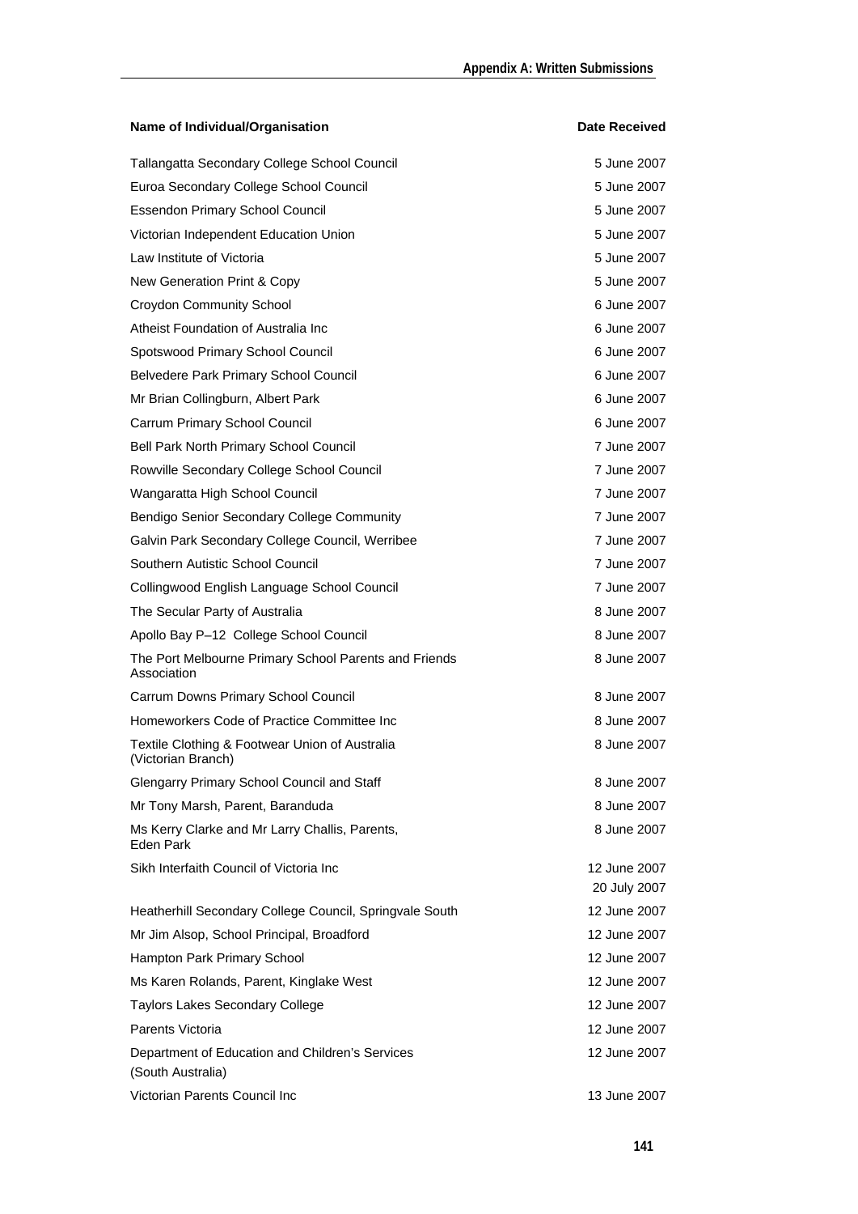| Name of Individual/Organisation | Date Received |
|---|---|
| Tallangatta Secondary College School Council | 5 June 2007 |
| Euroa Secondary College School Council | 5 June 2007 |
| Essendon Primary School Council | 5 June 2007 |
| Victorian Independent Education Union | 5 June 2007 |
| Law Institute of Victoria | 5 June 2007 |
| New Generation Print & Copy | 5 June 2007 |
| Croydon Community School | 6 June 2007 |
| Atheist Foundation of Australia Inc | 6 June 2007 |
| Spotswood Primary School Council | 6 June 2007 |
| Belvedere Park Primary School Council | 6 June 2007 |
| Mr Brian Collingburn, Albert Park | 6 June 2007 |
| Carrum Primary School Council | 6 June 2007 |
| Bell Park North Primary School Council | 7 June 2007 |
| Rowville Secondary College School Council | 7 June 2007 |
| Wangaratta High School Council | 7 June 2007 |
| Bendigo Senior Secondary College Community | 7 June 2007 |
| Galvin Park Secondary College Council, Werribee | 7 June 2007 |
| Southern Autistic School Council | 7 June 2007 |
| Collingwood English Language School Council | 7 June 2007 |
| The Secular Party of Australia | 8 June 2007 |
| Apollo Bay P–12 College School Council | 8 June 2007 |
| The Port Melbourne Primary School Parents and Friends Association | 8 June 2007 |
| Carrum Downs Primary School Council | 8 June 2007 |
| Homeworkers Code of Practice Committee Inc | 8 June 2007 |
| Textile Clothing & Footwear Union of Australia (Victorian Branch) | 8 June 2007 |
| Glengarry Primary School Council and Staff | 8 June 2007 |
| Mr Tony Marsh, Parent, Baranduda | 8 June 2007 |
| Ms Kerry Clarke and Mr Larry Challis, Parents, Eden Park | 8 June 2007 |
| Sikh Interfaith Council of Victoria Inc | 12 June 2007<br>20 July 2007 |
| Heatherhill Secondary College Council, Springvale South | 12 June 2007 |
| Mr Jim Alsop, School Principal, Broadford | 12 June 2007 |
| Hampton Park Primary School | 12 June 2007 |
| Ms Karen Rolands, Parent, Kinglake West | 12 June 2007 |
| Taylors Lakes Secondary College | 12 June 2007 |
| Parents Victoria | 12 June 2007 |
| Department of Education and Children's Services (South Australia) | 12 June 2007 |
| Victorian Parents Council Inc | 13 June 2007 |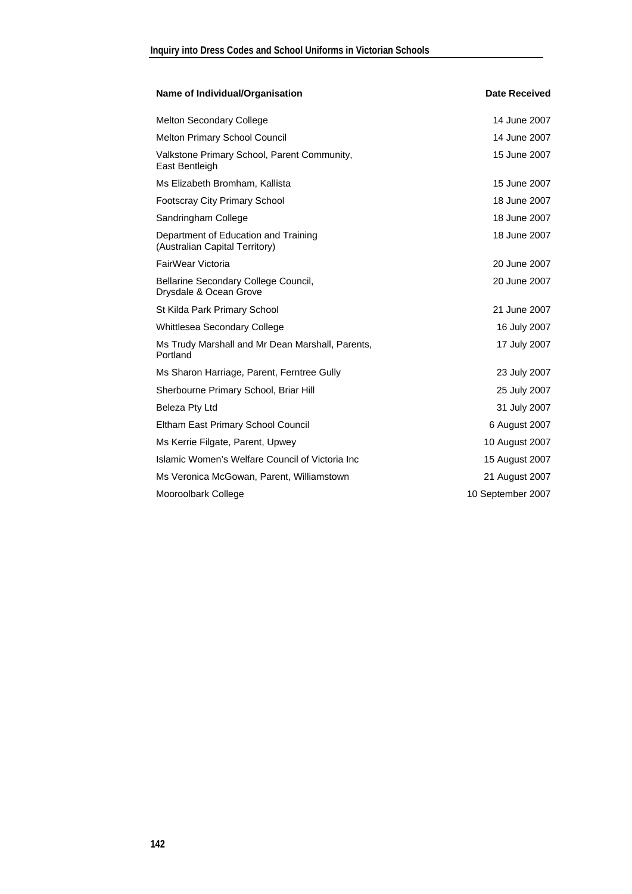| Name of Individual/Organisation | Date Received |
|---|---|
| Melton Secondary College | 14 June 2007 |
| Melton Primary School Council | 14 June 2007 |
| Valkstone Primary School, Parent Community, East Bentleigh | 15 June 2007 |
| Ms Elizabeth Bromham, Kallista | 15 June 2007 |
| Footscray City Primary School | 18 June 2007 |
| Sandringham College | 18 June 2007 |
| Department of Education and Training (Australian Capital Territory) | 18 June 2007 |
| FairWear Victoria | 20 June 2007 |
| Bellarine Secondary College Council, Drysdale & Ocean Grove | 20 June 2007 |
| St Kilda Park Primary School | 21 June 2007 |
| Whittlesea Secondary College | 16 July 2007 |
| Ms Trudy Marshall and Mr Dean Marshall, Parents, Portland | 17 July 2007 |
| Ms Sharon Harriage, Parent, Ferntree Gully | 23 July 2007 |
| Sherbourne Primary School, Briar Hill | 25 July 2007 |
| Beleza Pty Ltd | 31 July 2007 |
| Eltham East Primary School Council | 6 August 2007 |
| Ms Kerrie Filgate, Parent, Upwey | 10 August 2007 |
| Islamic Women's Welfare Council of Victoria Inc | 15 August 2007 |
| Ms Veronica McGowan, Parent, Williamstown | 21 August 2007 |
| Mooroolbark College | 10 September 2007 |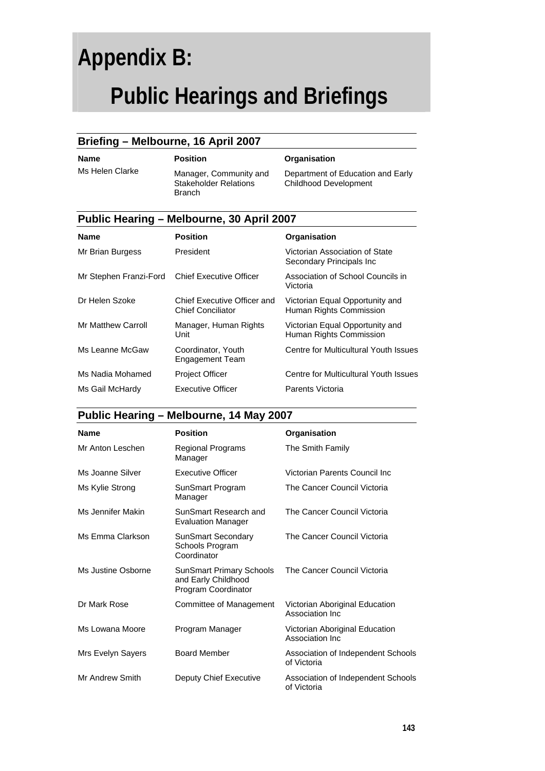# Appendix B:

# Public Hearings and Briefings

## Briefing – Melbourne, 16 April 2007

| Name | Position | Organisation |
|---|---|---|
| Ms Helen Clarke | Manager, Community and Stakeholder Relations Branch | Department of Education and Early Childhood Development |

## Public Hearing – Melbourne, 30 April 2007

| Name | Position | Organisation |
|---|---|---|
| Mr Brian Burgess | President | Victorian Association of State Secondary Principals Inc |
| Mr Stephen Franzi-Ford | Chief Executive Officer | Association of School Councils in Victoria |
| Dr Helen Szoke | Chief Executive Officer and Chief Conciliator | Victorian Equal Opportunity and Human Rights Commission |
| Mr Matthew Carroll | Manager, Human Rights Unit | Victorian Equal Opportunity and Human Rights Commission |
| Ms Leanne McGaw | Coordinator, Youth Engagement Team | Centre for Multicultural Youth Issues |
| Ms Nadia Mohamed | Project Officer | Centre for Multicultural Youth Issues |
| Ms Gail McHardy | Executive Officer | Parents Victoria |

## Public Hearing – Melbourne, 14 May 2007

| Name | Position | Organisation |
|---|---|---|
| Mr Anton Leschen | Regional Programs Manager | The Smith Family |
| Ms Joanne Silver | Executive Officer | Victorian Parents Council Inc |
| Ms Kylie Strong | SunSmart Program Manager | The Cancer Council Victoria |
| Ms Jennifer Makin | SunSmart Research and Evaluation Manager | The Cancer Council Victoria |
| Ms Emma Clarkson | SunSmart Secondary Schools Program Coordinator | The Cancer Council Victoria |
| Ms Justine Osborne | SunSmart Primary Schools and Early Childhood Program Coordinator | The Cancer Council Victoria |
| Dr Mark Rose | Committee of Management | Victorian Aboriginal Education Association Inc |
| Ms Lowana Moore | Program Manager | Victorian Aboriginal Education Association Inc |
| Mrs Evelyn Sayers | Board Member | Association of Independent Schools of Victoria |
| Mr Andrew Smith | Deputy Chief Executive | Association of Independent Schools of Victoria |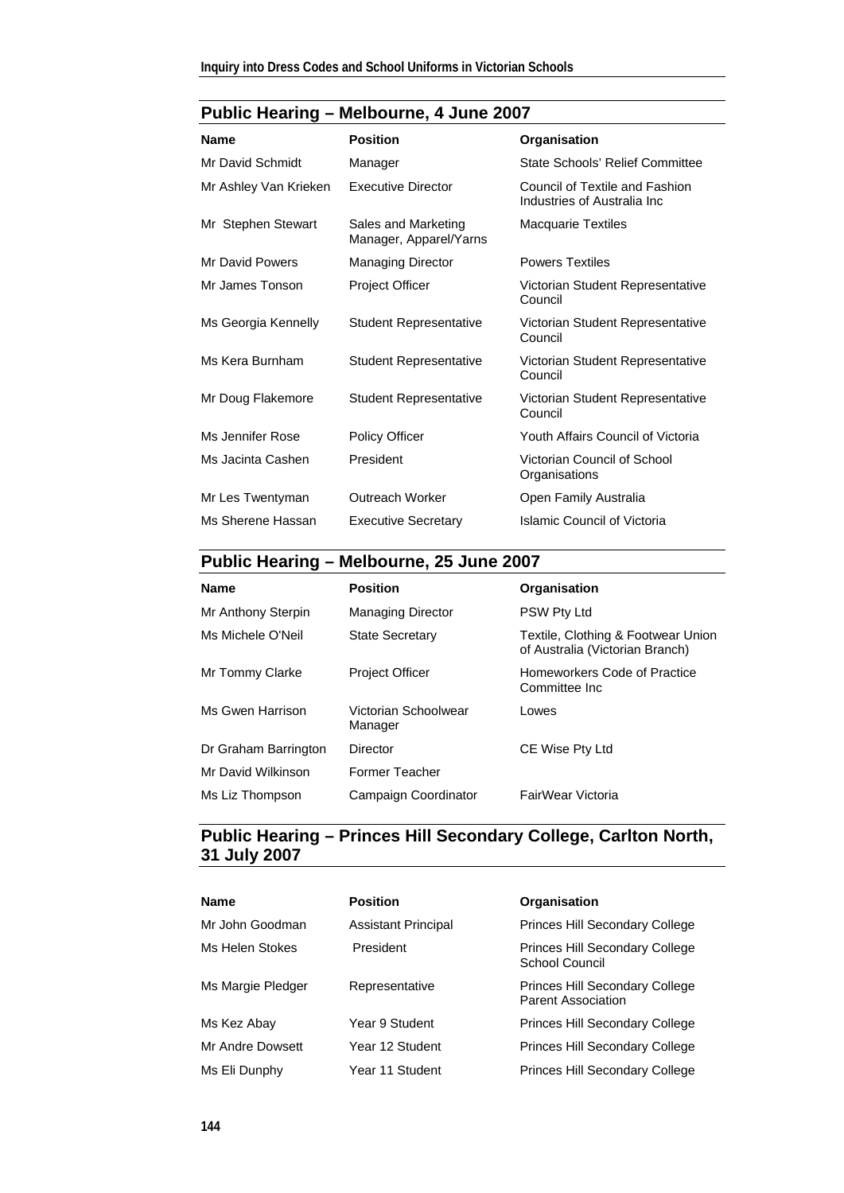## Public Hearing – Melbourne, 4 June 2007

| Name | Position | Organisation |
|---|---|---|
| Mr David Schmidt | Manager | State Schools' Relief Committee |
| Mr Ashley Van Krieken | Executive Director | Council of Textile and Fashion Industries of Australia Inc |
| Mr Stephen Stewart | Sales and Marketing Manager, Apparel/Yarns | Macquarie Textiles |
| Mr David Powers | Managing Director | Powers Textiles |
| Mr James Tonson | Project Officer | Victorian Student Representative Council |
| Ms Georgia Kennelly | Student Representative | Victorian Student Representative Council |
| Ms Kera Burnham | Student Representative | Victorian Student Representative Council |
| Mr Doug Flakemore | Student Representative | Victorian Student Representative Council |
| Ms Jennifer Rose | Policy Officer | Youth Affairs Council of Victoria |
| Ms Jacinta Cashen | President | Victorian Council of School Organisations |
| Mr Les Twentyman | Outreach Worker | Open Family Australia |
| Ms Sherene Hassan | Executive Secretary | Islamic Council of Victoria |

## Public Hearing – Melbourne, 25 June 2007

| Name | Position | Organisation |
|---|---|---|
| Mr Anthony Sterpin | Managing Director | PSW Pty Ltd |
| Ms Michele O'Neil | State Secretary | Textile, Clothing & Footwear Union of Australia (Victorian Branch) |
| Mr Tommy Clarke | Project Officer | Homeworkers Code of Practice Committee Inc |
| Ms Gwen Harrison | Victorian Schoolwear Manager | Lowes |
| Dr Graham Barrington | Director | CE Wise Pty Ltd |
| Mr David Wilkinson | Former Teacher | |
| Ms Liz Thompson | Campaign Coordinator | FairWear Victoria |

## Public Hearing – Princes Hill Secondary College, Carlton North, 31 July 2007

| Name | Position | Organisation |
|---|---|---|
| Mr John Goodman | Assistant Principal | Princes Hill Secondary College |
| Ms Helen Stokes | President | Princes Hill Secondary College School Council |
| Ms Margie Pledger | Representative | Princes Hill Secondary College Parent Association |
| Ms Kez Abay | Year 9 Student | Princes Hill Secondary College |
| Mr Andre Dowsett | Year 12 Student | Princes Hill Secondary College |
| Ms Eli Dunphy | Year 11 Student | Princes Hill Secondary College |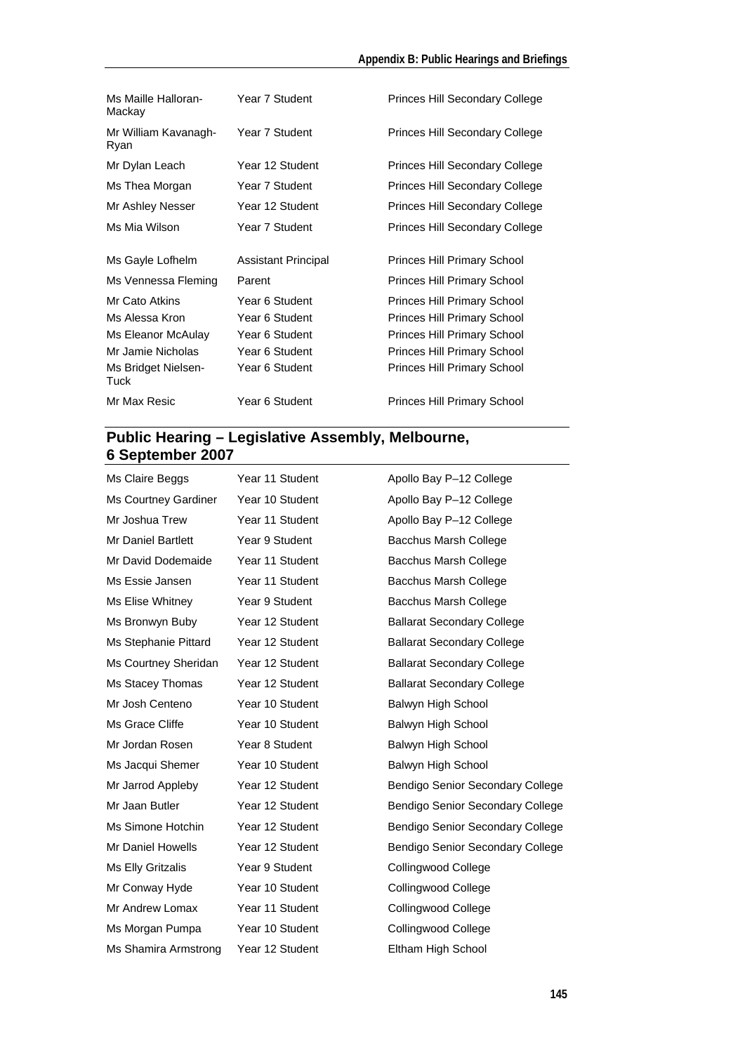| | | |
|---|---|---|
| Ms Maille Halloran-Mackay | Year 7 Student | Princes Hill Secondary College |
| Mr William Kavanagh-Ryan | Year 7 Student | Princes Hill Secondary College |
| Mr Dylan Leach | Year 12 Student | Princes Hill Secondary College |
| Ms Thea Morgan | Year 7 Student | Princes Hill Secondary College |
| Mr Ashley Nesser | Year 12 Student | Princes Hill Secondary College |
| Ms Mia Wilson | Year 7 Student | Princes Hill Secondary College |
| Ms Gayle Lofhelm | Assistant Principal | Princes Hill Primary School |
| Ms Vennessa Fleming | Parent | Princes Hill Primary School |
| Mr Cato Atkins | Year 6 Student | Princes Hill Primary School |
| Ms Alessa Kron | Year 6 Student | Princes Hill Primary School |
| Ms Eleanor McAulay | Year 6 Student | Princes Hill Primary School |
| Mr Jamie Nicholas | Year 6 Student | Princes Hill Primary School |
| Ms Bridget Nielsen-Tuck | Year 6 Student | Princes Hill Primary School |
| Mr Max Resic | Year 6 Student | Princes Hill Primary School |

## Public Hearing – Legislative Assembly, Melbourne, 6 September 2007

| | | |
|---|---|---|
| Ms Claire Beggs | Year 11 Student | Apollo Bay P–12 College |
| Ms Courtney Gardiner | Year 10 Student | Apollo Bay P–12 College |
| Mr Joshua Trew | Year 11 Student | Apollo Bay P–12 College |
| Mr Daniel Bartlett | Year 9 Student | Bacchus Marsh College |
| Mr David Dodemaide | Year 11 Student | Bacchus Marsh College |
| Ms Essie Jansen | Year 11 Student | Bacchus Marsh College |
| Ms Elise Whitney | Year 9 Student | Bacchus Marsh College |
| Ms Bronwyn Buby | Year 12 Student | Ballarat Secondary College |
| Ms Stephanie Pittard | Year 12 Student | Ballarat Secondary College |
| Ms Courtney Sheridan | Year 12 Student | Ballarat Secondary College |
| Ms Stacey Thomas | Year 12 Student | Ballarat Secondary College |
| Mr Josh Centeno | Year 10 Student | Balwyn High School |
| Ms Grace Cliffe | Year 10 Student | Balwyn High School |
| Mr Jordan Rosen | Year 8 Student | Balwyn High School |
| Ms Jacqui Shemer | Year 10 Student | Balwyn High School |
| Mr Jarrod Appleby | Year 12 Student | Bendigo Senior Secondary College |
| Mr Jaan Butler | Year 12 Student | Bendigo Senior Secondary College |
| Ms Simone Hotchin | Year 12 Student | Bendigo Senior Secondary College |
| Mr Daniel Howells | Year 12 Student | Bendigo Senior Secondary College |
| Ms Elly Gritzalis | Year 9 Student | Collingwood College |
| Mr Conway Hyde | Year 10 Student | Collingwood College |
| Mr Andrew Lomax | Year 11 Student | Collingwood College |
| Ms Morgan Pumpa | Year 10 Student | Collingwood College |
| Ms Shamira Armstrong | Year 12 Student | Eltham High School |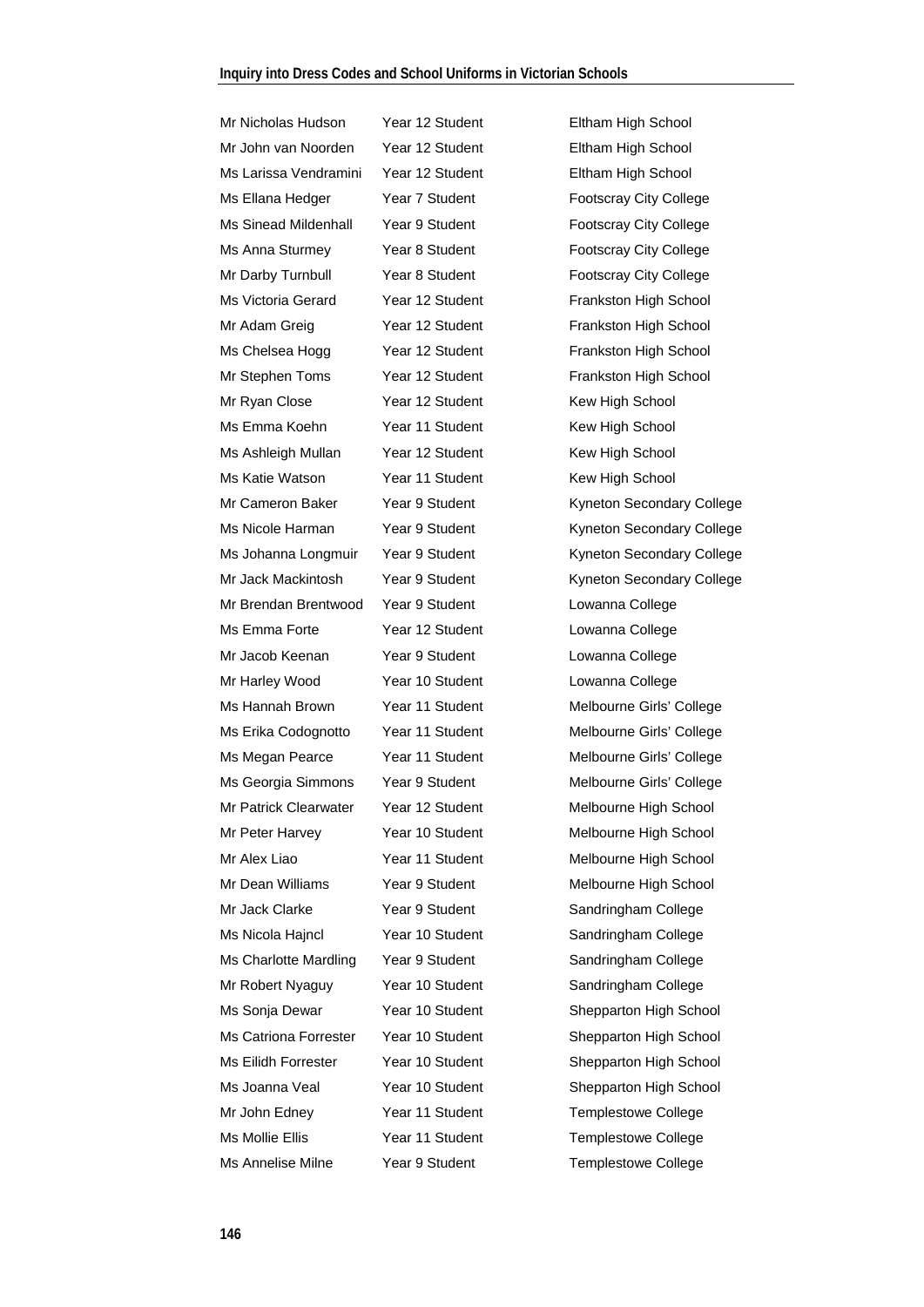| | | |
|---|---|---|
| Mr Nicholas Hudson | Year 12 Student | Eltham High School |
| Mr John van Noorden | Year 12 Student | Eltham High School |
| Ms Larissa Vendramini | Year 12 Student | Eltham High School |
| Ms Ellana Hedger | Year 7 Student | Footscray City College |
| Ms Sinead Mildenhall | Year 9 Student | Footscray City College |
| Ms Anna Sturmey | Year 8 Student | Footscray City College |
| Mr Darby Turnbull | Year 8 Student | Footscray City College |
| Ms Victoria Gerard | Year 12 Student | Frankston High School |
| Mr Adam Greig | Year 12 Student | Frankston High School |
| Ms Chelsea Hogg | Year 12 Student | Frankston High School |
| Mr Stephen Toms | Year 12 Student | Frankston High School |
| Mr Ryan Close | Year 12 Student | Kew High School |
| Ms Emma Koehn | Year 11 Student | Kew High School |
| Ms Ashleigh Mullan | Year 12 Student | Kew High School |
| Ms Katie Watson | Year 11 Student | Kew High School |
| Mr Cameron Baker | Year 9 Student | Kyneton Secondary College |
| Ms Nicole Harman | Year 9 Student | Kyneton Secondary College |
| Ms Johanna Longmuir | Year 9 Student | Kyneton Secondary College |
| Mr Jack Mackintosh | Year 9 Student | Kyneton Secondary College |
| Mr Brendan Brentwood | Year 9 Student | Lowanna College |
| Ms Emma Forte | Year 12 Student | Lowanna College |
| Mr Jacob Keenan | Year 9 Student | Lowanna College |
| Mr Harley Wood | Year 10 Student | Lowanna College |
| Ms Hannah Brown | Year 11 Student | Melbourne Girls' College |
| Ms Erika Codognotto | Year 11 Student | Melbourne Girls' College |
| Ms Megan Pearce | Year 11 Student | Melbourne Girls' College |
| Ms Georgia Simmons | Year 9 Student | Melbourne Girls' College |
| Mr Patrick Clearwater | Year 12 Student | Melbourne High School |
| Mr Peter Harvey | Year 10 Student | Melbourne High School |
| Mr Alex Liao | Year 11 Student | Melbourne High School |
| Mr Dean Williams | Year 9 Student | Melbourne High School |
| Mr Jack Clarke | Year 9 Student | Sandringham College |
| Ms Nicola Hajncl | Year 10 Student | Sandringham College |
| Ms Charlotte Mardling | Year 9 Student | Sandringham College |
| Mr Robert Nyaguy | Year 10 Student | Sandringham College |
| Ms Sonja Dewar | Year 10 Student | Shepparton High School |
| Ms Catriona Forrester | Year 10 Student | Shepparton High School |
| Ms Eilidh Forrester | Year 10 Student | Shepparton High School |
| Ms Joanna Veal | Year 10 Student | Shepparton High School |
| Mr John Edney | Year 11 Student | Templestowe College |
| Ms Mollie Ellis | Year 11 Student | Templestowe College |
| Ms Annelise Milne | Year 9 Student | Templestowe College |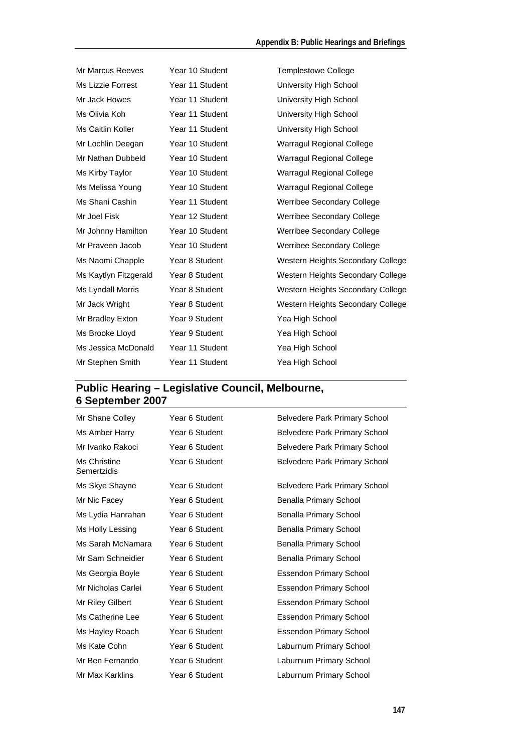| | | |
|---|---|---|
| Mr Marcus Reeves | Year 10 Student | Templestowe College |
| Ms Lizzie Forrest | Year 11 Student | University High School |
| Mr Jack Howes | Year 11 Student | University High School |
| Ms Olivia Koh | Year 11 Student | University High School |
| Ms Caitlin Koller | Year 11 Student | University High School |
| Mr Lochlin Deegan | Year 10 Student | Warragul Regional College |
| Mr Nathan Dubbeld | Year 10 Student | Warragul Regional College |
| Ms Kirby Taylor | Year 10 Student | Warragul Regional College |
| Ms Melissa Young | Year 10 Student | Warragul Regional College |
| Ms Shani Cashin | Year 11 Student | Werribee Secondary College |
| Mr Joel Fisk | Year 12 Student | Werribee Secondary College |
| Mr Johnny Hamilton | Year 10 Student | Werribee Secondary College |
| Mr Praveen Jacob | Year 10 Student | Werribee Secondary College |
| Ms Naomi Chapple | Year 8 Student | Western Heights Secondary College |
| Ms Kaytlyn Fitzgerald | Year 8 Student | Western Heights Secondary College |
| Ms Lyndall Morris | Year 8 Student | Western Heights Secondary College |
| Mr Jack Wright | Year 8 Student | Western Heights Secondary College |
| Mr Bradley Exton | Year 9 Student | Yea High School |
| Ms Brooke Lloyd | Year 9 Student | Yea High School |
| Ms Jessica McDonald | Year 11 Student | Yea High School |
| Mr Stephen Smith | Year 11 Student | Yea High School |

## Public Hearing – Legislative Council, Melbourne, 6 September 2007

| | | |
|---|---|---|
| Mr Shane Colley | Year 6 Student | Belvedere Park Primary School |
| Ms Amber Harry | Year 6 Student | Belvedere Park Primary School |
| Mr Ivanko Rakoci | Year 6 Student | Belvedere Park Primary School |
| Ms Christine Semertzidis | Year 6 Student | Belvedere Park Primary School |
| Ms Skye Shayne | Year 6 Student | Belvedere Park Primary School |
| Mr Nic Facey | Year 6 Student | Benalla Primary School |
| Ms Lydia Hanrahan | Year 6 Student | Benalla Primary School |
| Ms Holly Lessing | Year 6 Student | Benalla Primary School |
| Ms Sarah McNamara | Year 6 Student | Benalla Primary School |
| Mr Sam Schneidier | Year 6 Student | Benalla Primary School |
| Ms Georgia Boyle | Year 6 Student | Essendon Primary School |
| Mr Nicholas Carlei | Year 6 Student | Essendon Primary School |
| Mr Riley Gilbert | Year 6 Student | Essendon Primary School |
| Ms Catherine Lee | Year 6 Student | Essendon Primary School |
| Ms Hayley Roach | Year 6 Student | Essendon Primary School |
| Ms Kate Cohn | Year 6 Student | Laburnum Primary School |
| Mr Ben Fernando | Year 6 Student | Laburnum Primary School |
| Mr Max Karklins | Year 6 Student | Laburnum Primary School |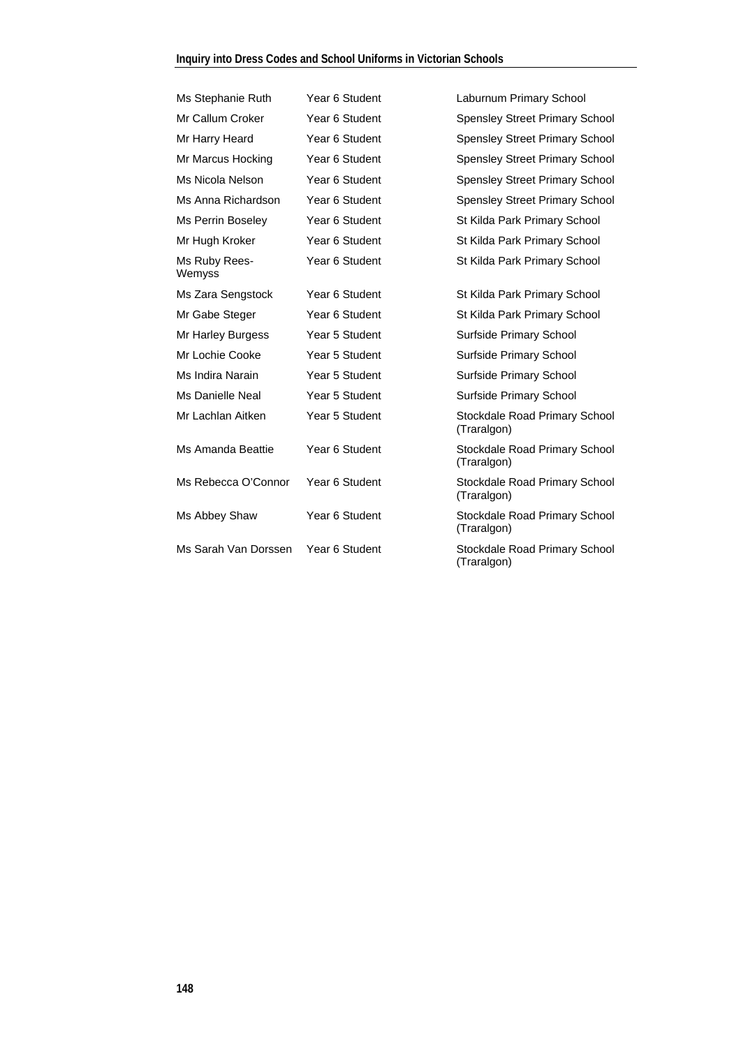| | | |
|---|---|---|
| Ms Stephanie Ruth | Year 6 Student | Laburnum Primary School |
| Mr Callum Croker | Year 6 Student | Spensley Street Primary School |
| Mr Harry Heard | Year 6 Student | Spensley Street Primary School |
| Mr Marcus Hocking | Year 6 Student | Spensley Street Primary School |
| Ms Nicola Nelson | Year 6 Student | Spensley Street Primary School |
| Ms Anna Richardson | Year 6 Student | Spensley Street Primary School |
| Ms Perrin Boseley | Year 6 Student | St Kilda Park Primary School |
| Mr Hugh Kroker | Year 6 Student | St Kilda Park Primary School |
| Ms Ruby Rees-Wemyss | Year 6 Student | St Kilda Park Primary School |
| Ms Zara Sengstock | Year 6 Student | St Kilda Park Primary School |
| Mr Gabe Steger | Year 6 Student | St Kilda Park Primary School |
| Mr Harley Burgess | Year 5 Student | Surfside Primary School |
| Mr Lochie Cooke | Year 5 Student | Surfside Primary School |
| Ms Indira Narain | Year 5 Student | Surfside Primary School |
| Ms Danielle Neal | Year 5 Student | Surfside Primary School |
| Mr Lachlan Aitken | Year 5 Student | Stockdale Road Primary School (Traralgon) |
| Ms Amanda Beattie | Year 6 Student | Stockdale Road Primary School (Traralgon) |
| Ms Rebecca O'Connor | Year 6 Student | Stockdale Road Primary School (Traralgon) |
| Ms Abbey Shaw | Year 6 Student | Stockdale Road Primary School (Traralgon) |
| Ms Sarah Van Dorssen | Year 6 Student | Stockdale Road Primary School (Traralgon) |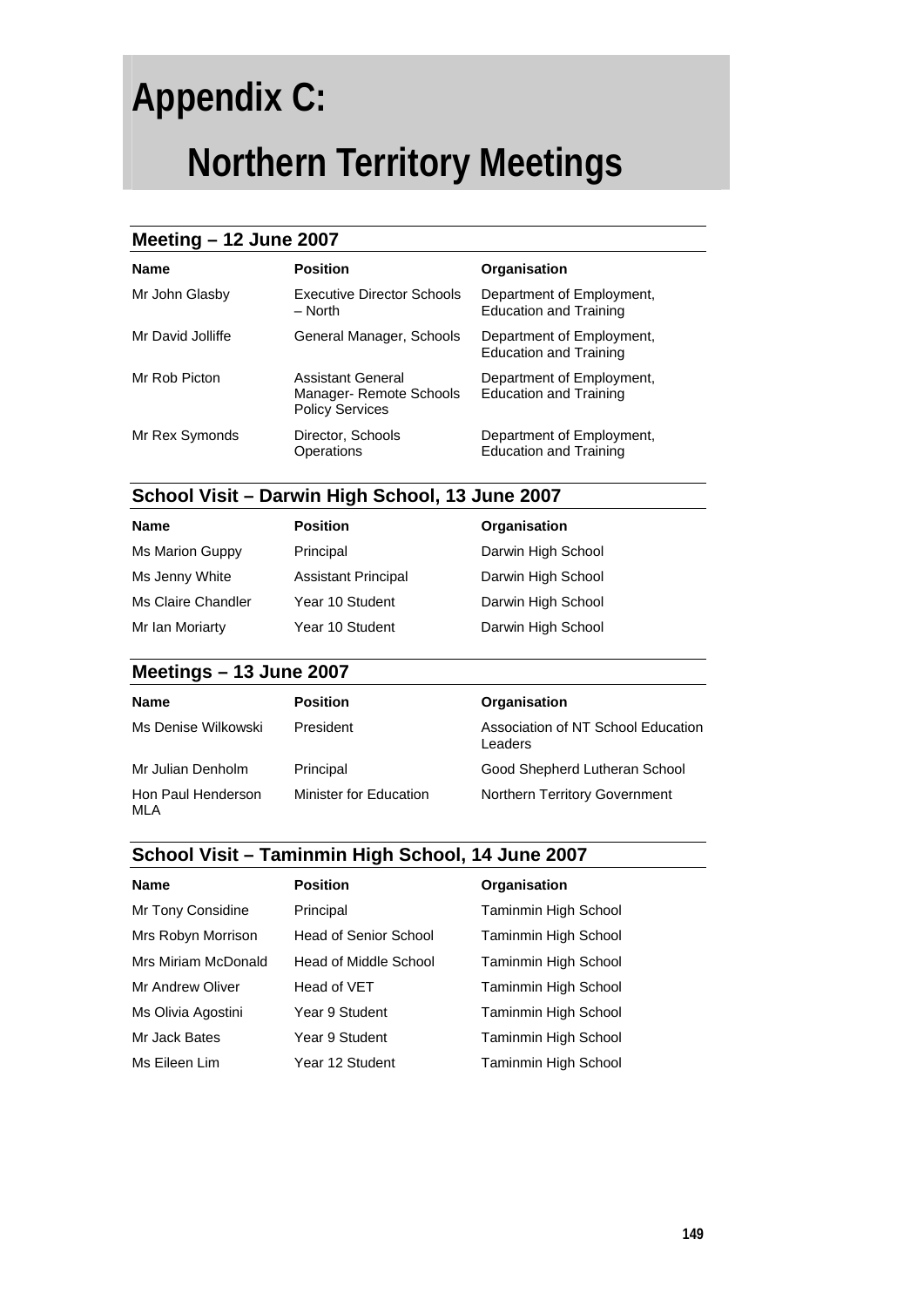# Appendix C:

# Northern Territory Meetings

## Meeting – 12 June 2007

| Name | Position | Organisation |
|---|---|---|
| Mr John Glasby | Executive Director Schools – North | Department of Employment, Education and Training |
| Mr David Jolliffe | General Manager, Schools | Department of Employment, Education and Training |
| Mr Rob Picton | Assistant General Manager- Remote Schools Policy Services | Department of Employment, Education and Training |
| Mr Rex Symonds | Director, Schools Operations | Department of Employment, Education and Training |

## School Visit – Darwin High School, 13 June 2007

| Name | Position | Organisation |
|---|---|---|
| Ms Marion Guppy | Principal | Darwin High School |
| Ms Jenny White | Assistant Principal | Darwin High School |
| Ms Claire Chandler | Year 10 Student | Darwin High School |
| Mr Ian Moriarty | Year 10 Student | Darwin High School |

## Meetings – 13 June 2007

| Name | Position | Organisation |
|---|---|---|
| Ms Denise Wilkowski | President | Association of NT School Education Leaders |
| Mr Julian Denholm | Principal | Good Shepherd Lutheran School |
| Hon Paul Henderson MLA | Minister for Education | Northern Territory Government |

## School Visit – Taminmin High School, 14 June 2007

| Name | Position | Organisation |
|---|---|---|
| Mr Tony Considine | Principal | Taminmin High School |
| Mrs Robyn Morrison | Head of Senior School | Taminmin High School |
| Mrs Miriam McDonald | Head of Middle School | Taminmin High School |
| Mr Andrew Oliver | Head of VET | Taminmin High School |
| Ms Olivia Agostini | Year 9 Student | Taminmin High School |
| Mr Jack Bates | Year 9 Student | Taminmin High School |
| Ms Eileen Lim | Year 12 Student | Taminmin High School |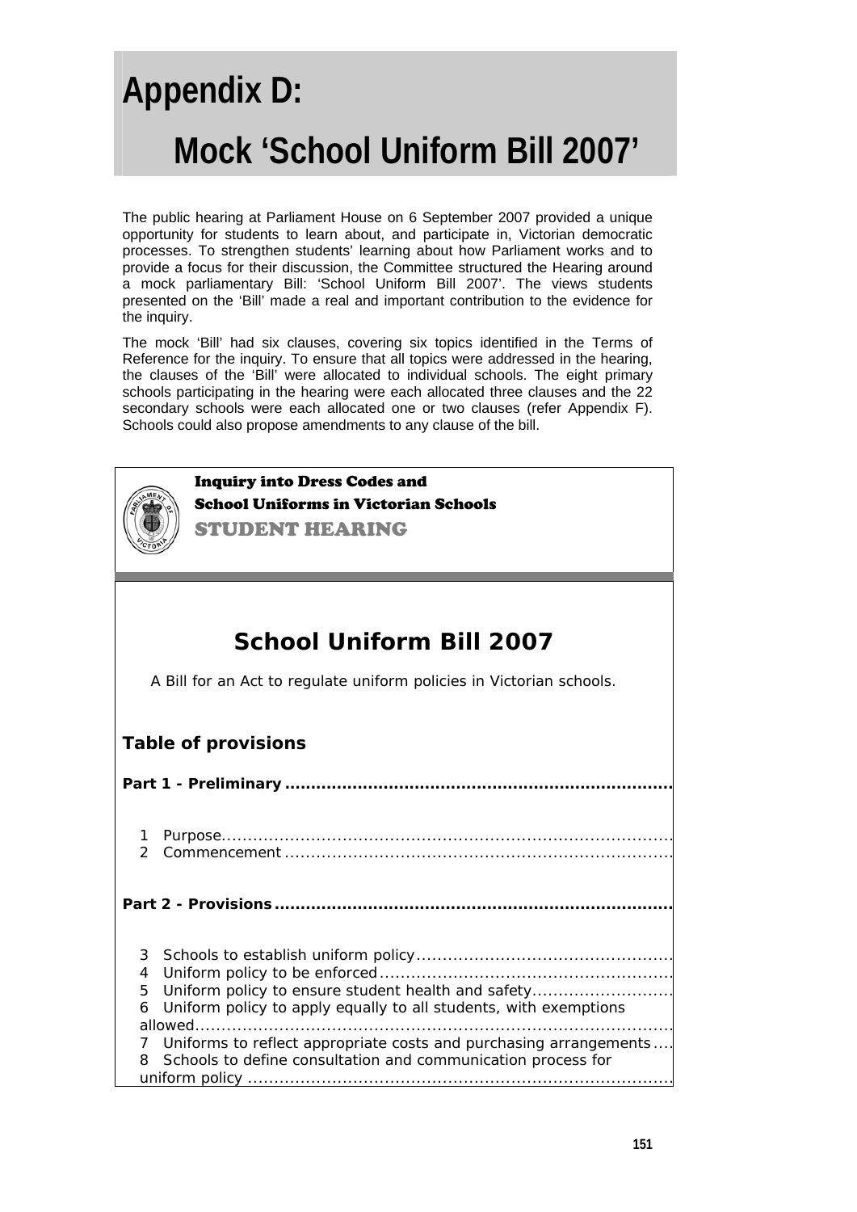# Appendix D:

# Mock 'School Uniform Bill 2007'

The public hearing at Parliament House on 6 September 2007 provided a unique opportunity for students to learn about, and participate in, Victorian democratic processes. To strengthen students' learning about how Parliament works and to provide a focus for their discussion, the Committee structured the Hearing around a mock parliamentary Bill: 'School Uniform Bill 2007'. The views students presented on the 'Bill' made a real and important contribution to the evidence for the inquiry.

The mock 'Bill' had six clauses, covering six topics identified in the Terms of Reference for the inquiry. To ensure that all topics were addressed in the hearing, the clauses of the 'Bill' were allocated to individual schools. The eight primary schools participating in the hearing were each allocated three clauses and the 22 secondary schools were each allocated one or two clauses (refer Appendix F). Schools could also propose amendments to any clause of the bill.

**Inquiry into Dress Codes and School Uniforms in Victorian Schools**
**STUDENT HEARING**

## School Uniform Bill 2007

A Bill for an Act to regulate uniform policies in Victorian schools.

### Table of provisions

**Part 1 - Preliminary**

1 Purpose
2 Commencement

**Part 2 - Provisions**

3 Schools to establish uniform policy
4 Uniform policy to be enforced
5 Uniform policy to ensure student health and safety
6 Uniform policy to apply equally to all students, with exemptions allowed
7 Uniforms to reflect appropriate costs and purchasing arrangements
8 Schools to define consultation and communication process for uniform policy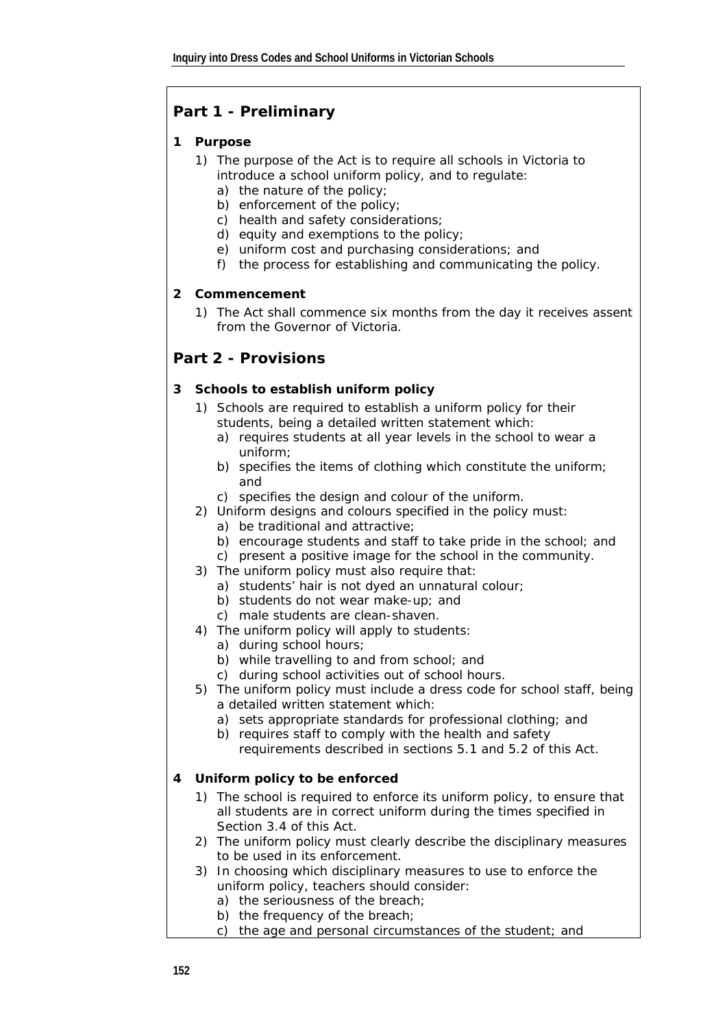## Part 1 - Preliminary

**1 Purpose**

1) The purpose of the Act is to require all schools in Victoria to introduce a school uniform policy, and to regulate:
   a) the nature of the policy;
   b) enforcement of the policy;
   c) health and safety considerations;
   d) equity and exemptions to the policy;
   e) uniform cost and purchasing considerations; and
   f) the process for establishing and communicating the policy.

**2 Commencement**

1) The Act shall commence six months from the day it receives assent from the Governor of Victoria.

## Part 2 - Provisions

**3 Schools to establish uniform policy**

1) Schools are required to establish a uniform policy for their students, being a detailed written statement which:
   a) requires students at all year levels in the school to wear a uniform;
   b) specifies the items of clothing which constitute the uniform; and
   c) specifies the design and colour of the uniform.
2) Uniform designs and colours specified in the policy must:
   a) be traditional and attractive;
   b) encourage students and staff to take pride in the school; and
   c) present a positive image for the school in the community.
3) The uniform policy must also require that:
   a) students' hair is not dyed an unnatural colour;
   b) students do not wear make-up; and
   c) male students are clean-shaven.
4) The uniform policy will apply to students:
   a) during school hours;
   b) while travelling to and from school; and
   c) during school activities out of school hours.
5) The uniform policy must include a dress code for school staff, being a detailed written statement which:
   a) sets appropriate standards for professional clothing; and
   b) requires staff to comply with the health and safety requirements described in sections 5.1 and 5.2 of this Act.

**4 Uniform policy to be enforced**

1) The school is required to enforce its uniform policy, to ensure that all students are in correct uniform during the times specified in Section 3.4 of this Act.
2) The uniform policy must clearly describe the disciplinary measures to be used in its enforcement.
3) In choosing which disciplinary measures to use to enforce the uniform policy, teachers should consider:
   a) the seriousness of the breach;
   b) the frequency of the breach;
   c) the age and personal circumstances of the student; and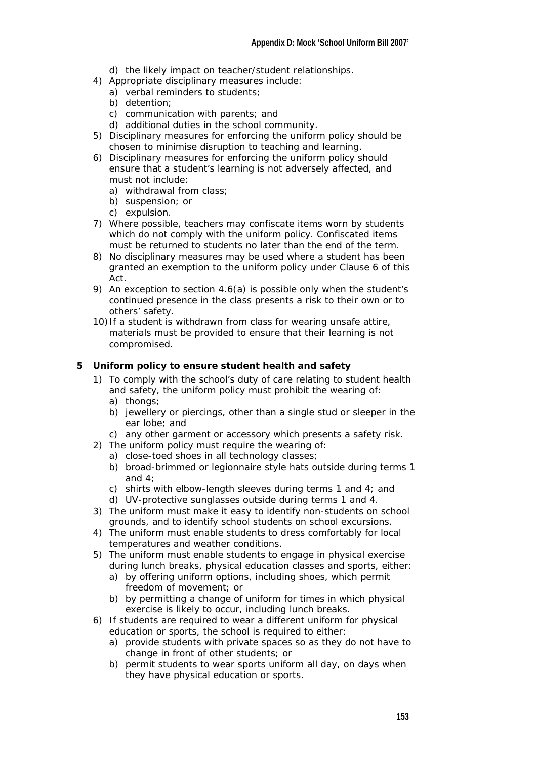d) the likely impact on teacher/student relationships.

4) Appropriate disciplinary measures include:
   a) verbal reminders to students;
   b) detention;
   c) communication with parents; and
   d) additional duties in the school community.
5) Disciplinary measures for enforcing the uniform policy should be chosen to minimise disruption to teaching and learning.
6) Disciplinary measures for enforcing the uniform policy should ensure that a student's learning is not adversely affected, and must not include:
   a) withdrawal from class;
   b) suspension; or
   c) expulsion.
7) Where possible, teachers may confiscate items worn by students which do not comply with the uniform policy. Confiscated items must be returned to students no later than the end of the term.
8) No disciplinary measures may be used where a student has been granted an exemption to the uniform policy under Clause 6 of this Act.
9) An exception to section 4.6(a) is possible only when the student's continued presence in the class presents a risk to their own or to others' safety.
10) If a student is withdrawn from class for wearing unsafe attire, materials must be provided to ensure that their learning is not compromised.

**5 Uniform policy to ensure student health and safety**

1) To comply with the school's duty of care relating to student health and safety, the uniform policy must prohibit the wearing of:
   a) thongs;
   b) jewellery or piercings, other than a single stud or sleeper in the ear lobe; and
   c) any other garment or accessory which presents a safety risk.
2) The uniform policy must require the wearing of:
   a) close-toed shoes in all technology classes;
   b) broad-brimmed or legionnaire style hats outside during terms 1 and 4;
   c) shirts with elbow-length sleeves during terms 1 and 4; and
   d) UV-protective sunglasses outside during terms 1 and 4.
3) The uniform must make it easy to identify non-students on school grounds, and to identify school students on school excursions.
4) The uniform must enable students to dress comfortably for local temperatures and weather conditions.
5) The uniform must enable students to engage in physical exercise during lunch breaks, physical education classes and sports, either:
   a) by offering uniform options, including shoes, which permit freedom of movement; or
   b) by permitting a change of uniform for times in which physical exercise is likely to occur, including lunch breaks.
6) If students are required to wear a different uniform for physical education or sports, the school is required to either:
   a) provide students with private spaces so as they do not have to change in front of other students; or
   b) permit students to wear sports uniform all day, on days when they have physical education or sports.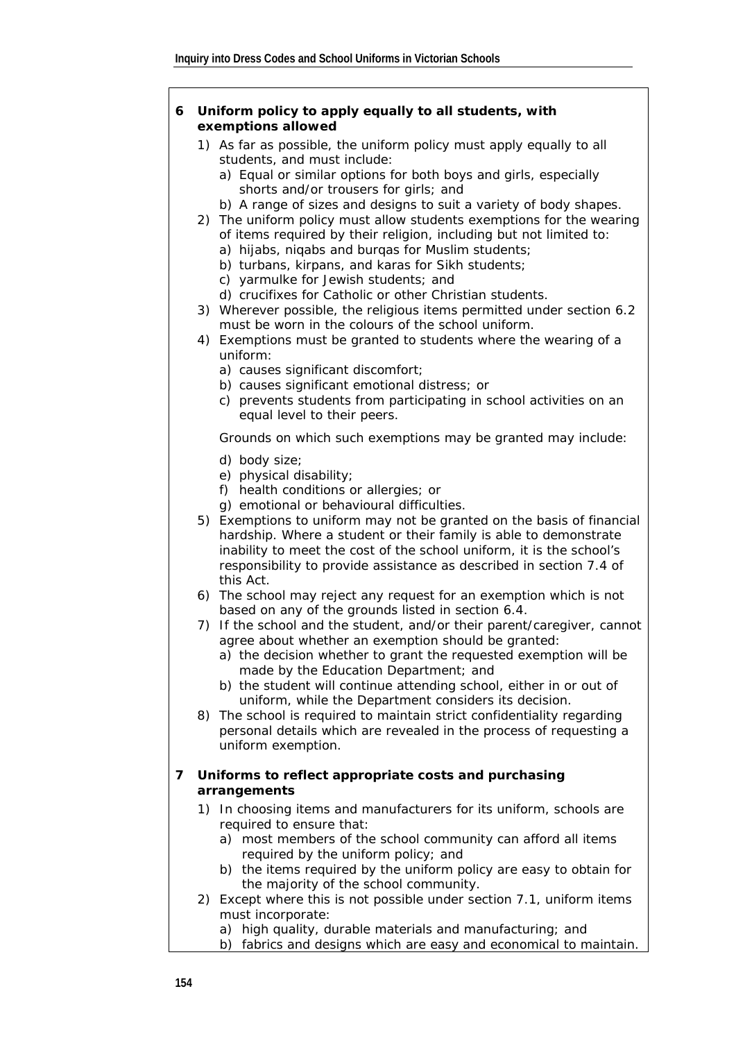**6 Uniform policy to apply equally to all students, with exemptions allowed**

1) As far as possible, the uniform policy must apply equally to all students, and must include:
   a) Equal or similar options for both boys and girls, especially shorts and/or trousers for girls; and
   b) A range of sizes and designs to suit a variety of body shapes.
2) The uniform policy must allow students exemptions for the wearing of items required by their religion, including but not limited to:
   a) hijabs, niqabs and burqas for Muslim students;
   b) turbans, kirpans, and karas for Sikh students;
   c) yarmulke for Jewish students; and
   d) crucifixes for Catholic or other Christian students.
3) Wherever possible, the religious items permitted under section 6.2 must be worn in the colours of the school uniform.
4) Exemptions must be granted to students where the wearing of a uniform:
   a) causes significant discomfort;
   b) causes significant emotional distress; or
   c) prevents students from participating in school activities on an equal level to their peers.

   Grounds on which such exemptions may be granted may include:

   d) body size;
   e) physical disability;
   f) health conditions or allergies; or
   g) emotional or behavioural difficulties.
5) Exemptions to uniform may not be granted on the basis of financial hardship. Where a student or their family is able to demonstrate inability to meet the cost of the school uniform, it is the school's responsibility to provide assistance as described in section 7.4 of this Act.
6) The school may reject any request for an exemption which is not based on any of the grounds listed in section 6.4.
7) If the school and the student, and/or their parent/caregiver, cannot agree about whether an exemption should be granted:
   a) the decision whether to grant the requested exemption will be made by the Education Department; and
   b) the student will continue attending school, either in or out of uniform, while the Department considers its decision.
8) The school is required to maintain strict confidentiality regarding personal details which are revealed in the process of requesting a uniform exemption.

**7 Uniforms to reflect appropriate costs and purchasing arrangements**

1) In choosing items and manufacturers for its uniform, schools are required to ensure that:
   a) most members of the school community can afford all items required by the uniform policy; and
   b) the items required by the uniform policy are easy to obtain for the majority of the school community.
2) Except where this is not possible under section 7.1, uniform items must incorporate:
   a) high quality, durable materials and manufacturing; and
   b) fabrics and designs which are easy and economical to maintain.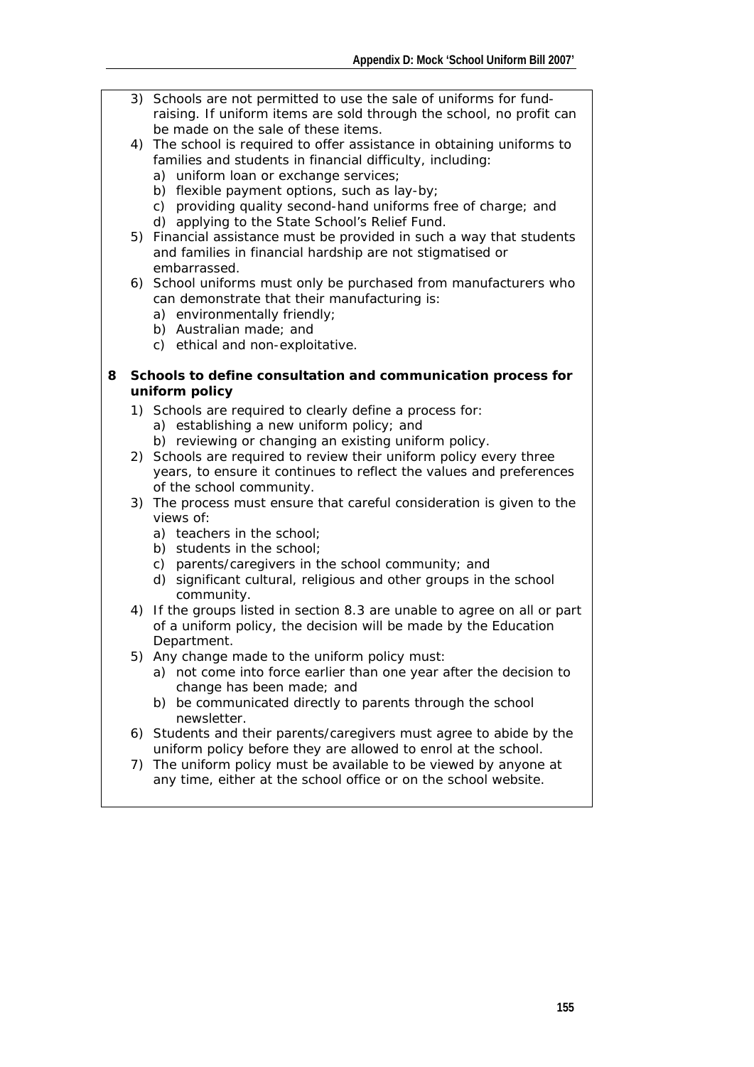3) Schools are not permitted to use the sale of uniforms for fund-raising. If uniform items are sold through the school, no profit can be made on the sale of these items.
4) The school is required to offer assistance in obtaining uniforms to families and students in financial difficulty, including:
   a) uniform loan or exchange services;
   b) flexible payment options, such as lay-by;
   c) providing quality second-hand uniforms free of charge; and
   d) applying to the State School's Relief Fund.
5) Financial assistance must be provided in such a way that students and families in financial hardship are not stigmatised or embarrassed.
6) School uniforms must only be purchased from manufacturers who can demonstrate that their manufacturing is:
   a) environmentally friendly;
   b) Australian made; and
   c) ethical and non-exploitative.

**8 Schools to define consultation and communication process for uniform policy**

1) Schools are required to clearly define a process for:
   a) establishing a new uniform policy; and
   b) reviewing or changing an existing uniform policy.
2) Schools are required to review their uniform policy every three years, to ensure it continues to reflect the values and preferences of the school community.
3) The process must ensure that careful consideration is given to the views of:
   a) teachers in the school;
   b) students in the school;
   c) parents/caregivers in the school community; and
   d) significant cultural, religious and other groups in the school community.
4) If the groups listed in section 8.3 are unable to agree on all or part of a uniform policy, the decision will be made by the Education Department.
5) Any change made to the uniform policy must:
   a) not come into force earlier than one year after the decision to change has been made; and
   b) be communicated directly to parents through the school newsletter.
6) Students and their parents/caregivers must agree to abide by the uniform policy before they are allowed to enrol at the school.
7) The uniform policy must be available to be viewed by anyone at any time, either at the school office or on the school website.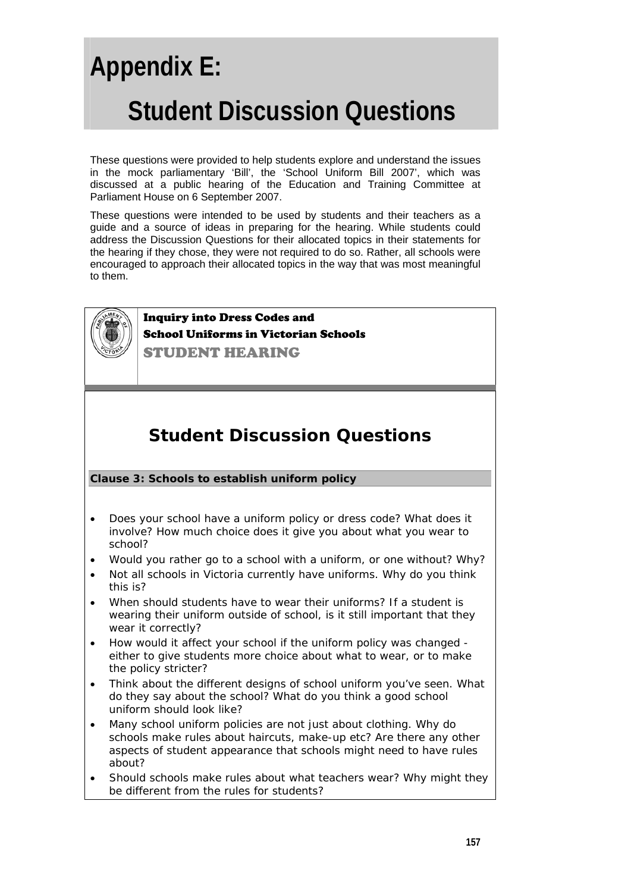# Appendix E:

# Student Discussion Questions

These questions were provided to help students explore and understand the issues in the mock parliamentary 'Bill', the 'School Uniform Bill 2007', which was discussed at a public hearing of the Education and Training Committee at Parliament House on 6 September 2007.

These questions were intended to be used by students and their teachers as a guide and a source of ideas in preparing for the hearing. While students could address the Discussion Questions for their allocated topics in their statements for the hearing if they chose, they were not required to do so. Rather, all schools were encouraged to approach their allocated topics in the way that was most meaningful to them.

**Inquiry into Dress Codes and School Uniforms in Victorian Schools**

**STUDENT HEARING**

## Student Discussion Questions

**Clause 3: Schools to establish uniform policy**

- Does your school have a uniform policy or dress code? What does it involve? How much choice does it give you about what you wear to school?
- Would you rather go to a school with a uniform, or one without? Why?
- Not all schools in Victoria currently have uniforms. Why do you think this is?
- When should students have to wear their uniforms? If a student is wearing their uniform outside of school, is it still important that they wear it correctly?
- How would it affect your school if the uniform policy was changed - either to give students more choice about what to wear, or to make the policy stricter?
- Think about the different designs of school uniform you've seen. What do they say about the school? What do you think a good school uniform should look like?
- Many school uniform policies are not just about clothing. Why do schools make rules about haircuts, make-up etc? Are there any other aspects of student appearance that schools might need to have rules about?
- Should schools make rules about what teachers wear? Why might they be different from the rules for students?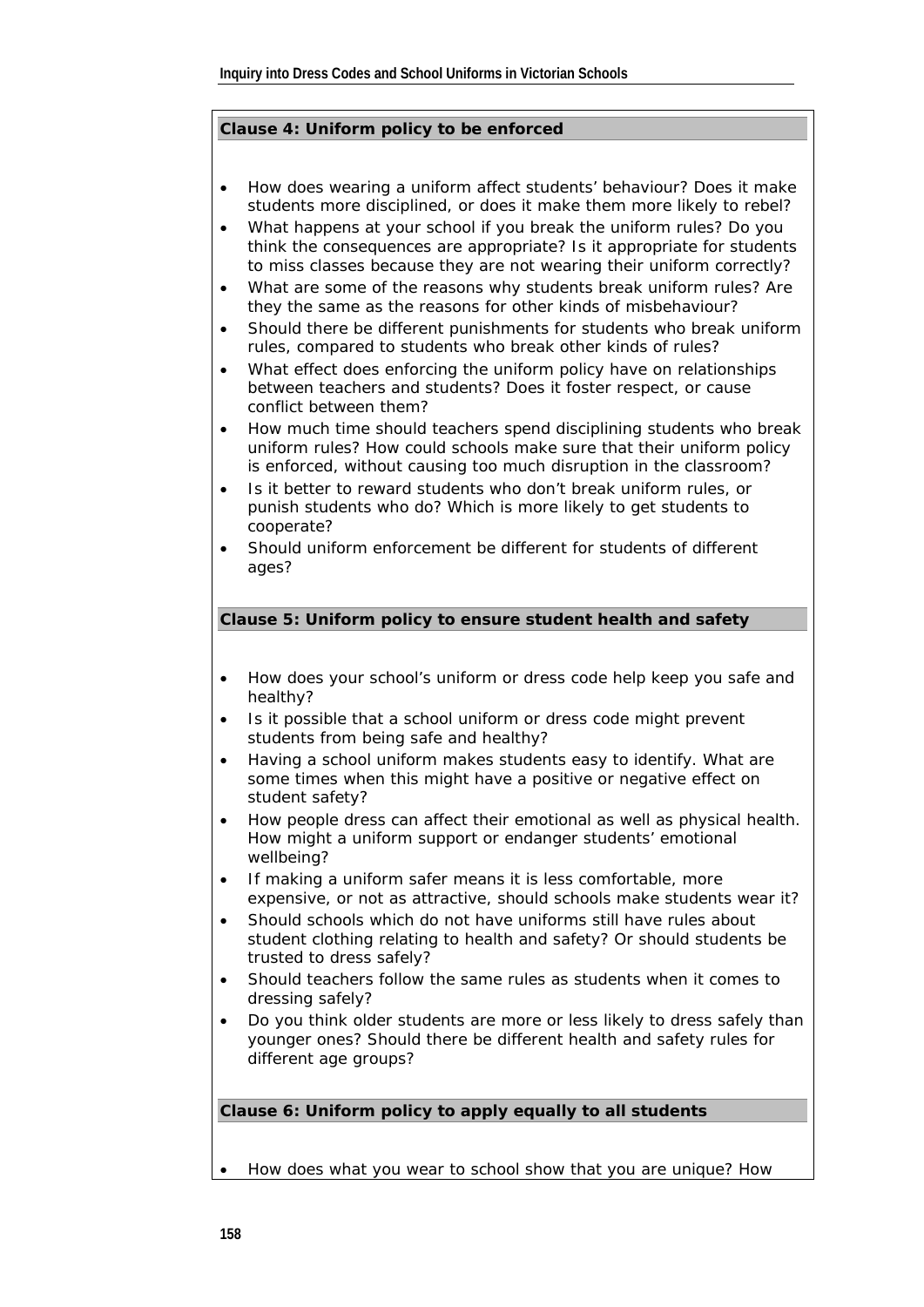**Clause 4: Uniform policy to be enforced**

- How does wearing a uniform affect students' behaviour? Does it make students more disciplined, or does it make them more likely to rebel?
- What happens at your school if you break the uniform rules? Do you think the consequences are appropriate? Is it appropriate for students to miss classes because they are not wearing their uniform correctly?
- What are some of the reasons why students break uniform rules? Are they the same as the reasons for other kinds of misbehaviour?
- Should there be different punishments for students who break uniform rules, compared to students who break other kinds of rules?
- What effect does enforcing the uniform policy have on relationships between teachers and students? Does it foster respect, or cause conflict between them?
- How much time should teachers spend disciplining students who break uniform rules? How could schools make sure that their uniform policy is enforced, without causing too much disruption in the classroom?
- Is it better to reward students who don't break uniform rules, or punish students who do? Which is more likely to get students to cooperate?
- Should uniform enforcement be different for students of different ages?

**Clause 5: Uniform policy to ensure student health and safety**

- How does your school's uniform or dress code help keep you safe and healthy?
- Is it possible that a school uniform or dress code might prevent students from being safe and healthy?
- Having a school uniform makes students easy to identify. What are some times when this might have a positive or negative effect on student safety?
- How people dress can affect their emotional as well as physical health. How might a uniform support or endanger students' emotional wellbeing?
- If making a uniform safer means it is less comfortable, more expensive, or not as attractive, should schools make students wear it?
- Should schools which do not have uniforms still have rules about student clothing relating to health and safety? Or should students be trusted to dress safely?
- Should teachers follow the same rules as students when it comes to dressing safely?
- Do you think older students are more or less likely to dress safely than younger ones? Should there be different health and safety rules for different age groups?

**Clause 6: Uniform policy to apply equally to all students**

- How does what you wear to school show that you are unique? How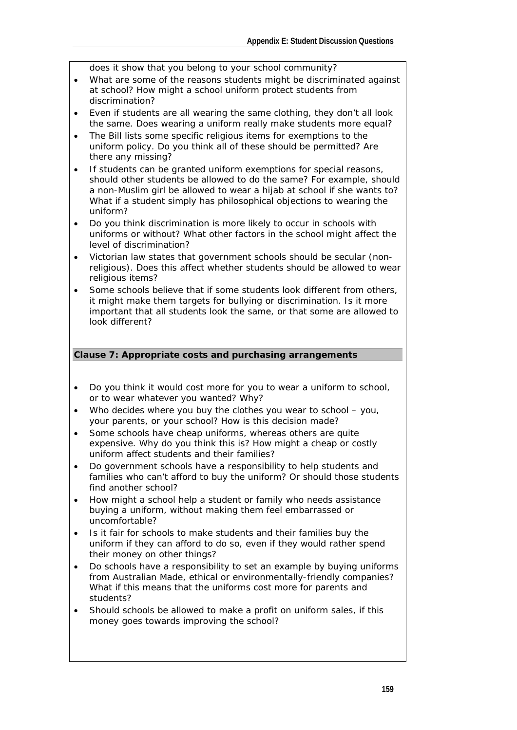does it show that you belong to your school community?

- What are some of the reasons students might be discriminated against at school? How might a school uniform protect students from discrimination?
- Even if students are all wearing the same clothing, they don't all look the same. Does wearing a uniform really make students more equal?
- The Bill lists some specific religious items for exemptions to the uniform policy. Do you think all of these should be permitted? Are there any missing?
- If students can be granted uniform exemptions for special reasons, should other students be allowed to do the same? For example, should a non-Muslim girl be allowed to wear a hijab at school if she wants to? What if a student simply has philosophical objections to wearing the uniform?
- Do you think discrimination is more likely to occur in schools with uniforms or without? What other factors in the school might affect the level of discrimination?
- Victorian law states that government schools should be secular (non-religious). Does this affect whether students should be allowed to wear religious items?
- Some schools believe that if some students look different from others, it might make them targets for bullying or discrimination. Is it more important that all students look the same, or that some are allowed to look different?

**Clause 7: Appropriate costs and purchasing arrangements**

- Do you think it would cost more for you to wear a uniform to school, or to wear whatever you wanted? Why?
- Who decides where you buy the clothes you wear to school – you, your parents, or your school? How is this decision made?
- Some schools have cheap uniforms, whereas others are quite expensive. Why do you think this is? How might a cheap or costly uniform affect students and their families?
- Do government schools have a responsibility to help students and families who can't afford to buy the uniform? Or should those students find another school?
- How might a school help a student or family who needs assistance buying a uniform, without making them feel embarrassed or uncomfortable?
- Is it fair for schools to make students and their families buy the uniform if they can afford to do so, even if they would rather spend their money on other things?
- Do schools have a responsibility to set an example by buying uniforms from Australian Made, ethical or environmentally-friendly companies? What if this means that the uniforms cost more for parents and students?
- Should schools be allowed to make a profit on uniform sales, if this money goes towards improving the school?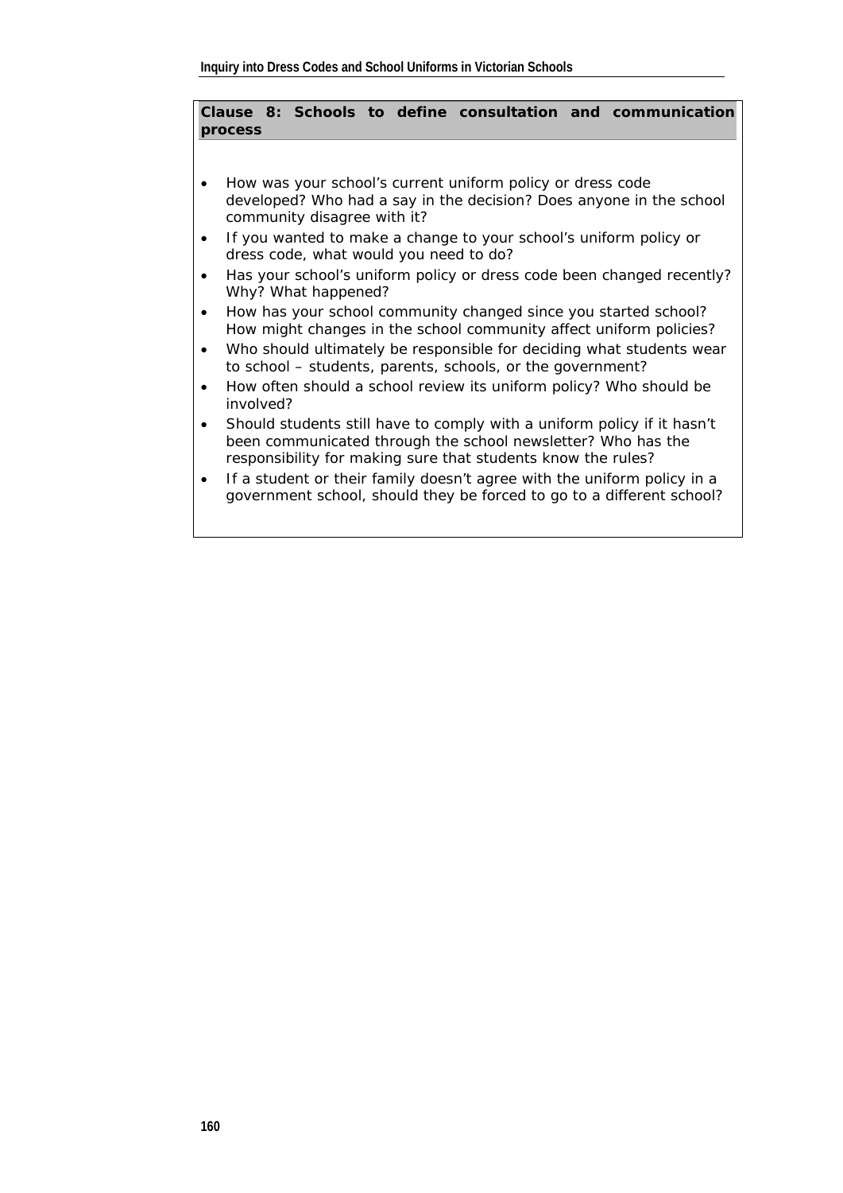**Clause 8: Schools to define consultation and communication process**

- How was your school's current uniform policy or dress code developed? Who had a say in the decision? Does anyone in the school community disagree with it?
- If you wanted to make a change to your school's uniform policy or dress code, what would you need to do?
- Has your school's uniform policy or dress code been changed recently? Why? What happened?
- How has your school community changed since you started school? How might changes in the school community affect uniform policies?
- Who should ultimately be responsible for deciding what students wear to school – students, parents, schools, or the government?
- How often should a school review its uniform policy? Who should be involved?
- Should students still have to comply with a uniform policy if it hasn't been communicated through the school newsletter? Who has the responsibility for making sure that students know the rules?
- If a student or their family doesn't agree with the uniform policy in a government school, should they be forced to go to a different school?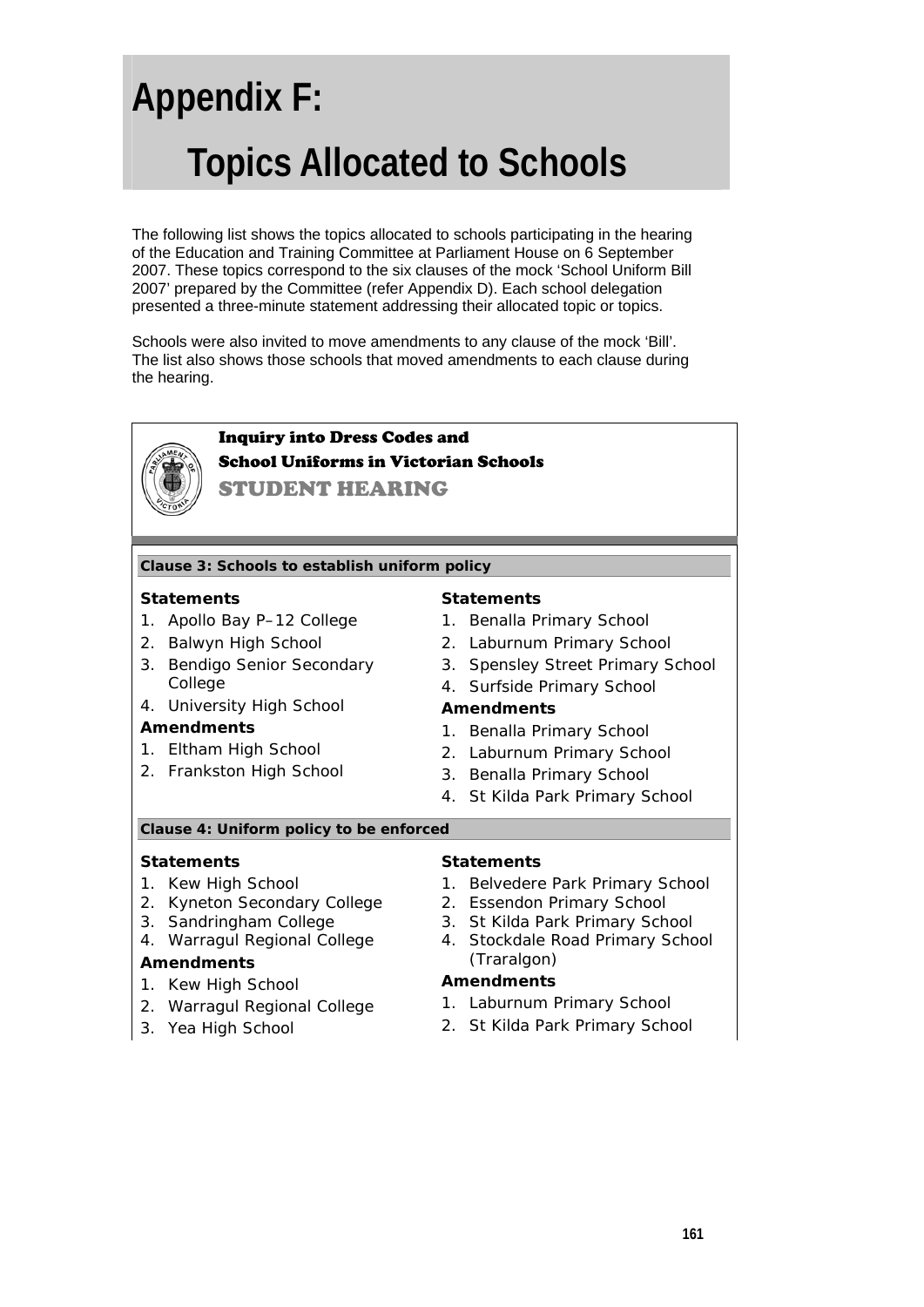# Appendix F:

# Topics Allocated to Schools

The following list shows the topics allocated to schools participating in the hearing of the Education and Training Committee at Parliament House on 6 September 2007. These topics correspond to the six clauses of the mock 'School Uniform Bill 2007' prepared by the Committee (refer Appendix D). Each school delegation presented a three-minute statement addressing their allocated topic or topics.

Schools were also invited to move amendments to any clause of the mock 'Bill'. The list also shows those schools that moved amendments to each clause during the hearing.

## Inquiry into Dress Codes and School Uniforms in Victorian Schools

## STUDENT HEARING

### Clause 3: Schools to establish uniform policy

**Statements**

1. Apollo Bay P–12 College
2. Balwyn High School
3. Bendigo Senior Secondary College
4. University High School

**Amendments**

1. Eltham High School
2. Frankston High School

**Statements**

1. Benalla Primary School
2. Laburnum Primary School
3. Spensley Street Primary School
4. Surfside Primary School

**Amendments**

1. Benalla Primary School
2. Laburnum Primary School
3. Benalla Primary School
4. St Kilda Park Primary School

### Clause 4: Uniform policy to be enforced

**Statements**

1. Kew High School
2. Kyneton Secondary College
3. Sandringham College
4. Warragul Regional College

**Amendments**

1. Kew High School
2. Warragul Regional College
3. Yea High School

**Statements**

1. Belvedere Park Primary School
2. Essendon Primary School
3. St Kilda Park Primary School
4. Stockdale Road Primary School (Traralgon)

**Amendments**

1. Laburnum Primary School
2. St Kilda Park Primary School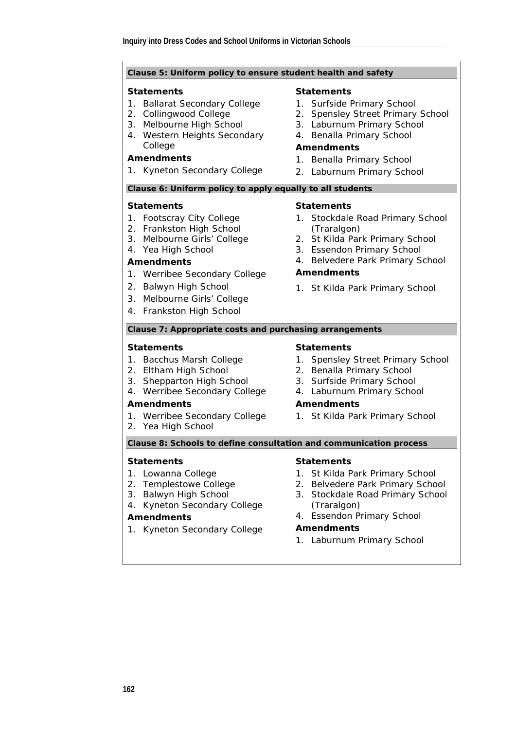**Clause 5: Uniform policy to ensure student health and safety**

**Statements**

1. Ballarat Secondary College
2. Collingwood College
3. Melbourne High School
4. Western Heights Secondary College

**Amendments**

1. Kyneton Secondary College

**Statements**

1. Surfside Primary School
2. Spensley Street Primary School
3. Laburnum Primary School
4. Benalla Primary School

**Amendments**

1. Benalla Primary School
2. Laburnum Primary School

**Clause 6: Uniform policy to apply equally to all students**

**Statements**

1. Footscray City College
2. Frankston High School
3. Melbourne Girls' College
4. Yea High School

**Amendments**

1. Werribee Secondary College
2. Balwyn High School
3. Melbourne Girls' College
4. Frankston High School

**Statements**

1. Stockdale Road Primary School (Traralgon)
2. St Kilda Park Primary School
3. Essendon Primary School
4. Belvedere Park Primary School

**Amendments**

1. St Kilda Park Primary School

**Clause 7: Appropriate costs and purchasing arrangements**

**Statements**

1. Bacchus Marsh College
2. Eltham High School
3. Shepparton High School
4. Werribee Secondary College

**Amendments**

1. Werribee Secondary College
2. Yea High School

**Statements**

1. Spensley Street Primary School
2. Benalla Primary School
3. Surfside Primary School
4. Laburnum Primary School

**Amendments**

1. St Kilda Park Primary School

**Clause 8: Schools to define consultation and communication process**

**Statements**

1. Lowanna College
2. Templestowe College
3. Balwyn High School
4. Kyneton Secondary College

**Amendments**

1. Kyneton Secondary College

**Statements**

1. St Kilda Park Primary School
2. Belvedere Park Primary School
3. Stockdale Road Primary School (Traralgon)
4. Essendon Primary School

**Amendments**

1. Laburnum Primary School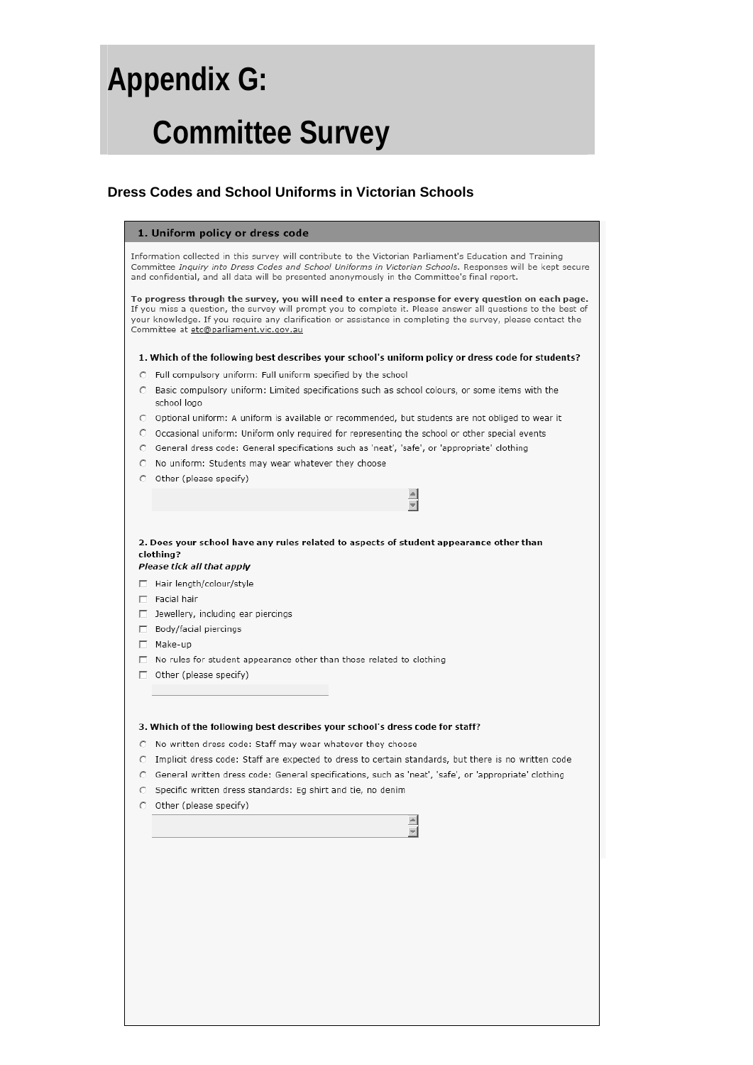# Appendix G:

# Committee Survey

### Dress Codes and School Uniforms in Victorian Schools

**1. Uniform policy or dress code**

Information collected in this survey will contribute to the Victorian Parliament's Education and Training Committee *Inquiry into Dress Codes and School Uniforms in Victorian Schools*. Responses will be kept secure and confidential, and all data will be presented anonymously in the Committee's final report.

**To progress through the survey, you will need to enter a response for every question on each page.** If you miss a question, the survey will prompt you to complete it. Please answer all questions to the best of your knowledge. If you require any clarification or assistance in completing the survey, please contact the Committee at etc@parliament.vic.gov.au

**1. Which of the following best describes your school's uniform policy or dress code for students?**

- ○ Full compulsory uniform: Full uniform specified by the school
- ○ Basic compulsory uniform: Limited specifications such as school colours, or some items with the school logo
- ○ Optional uniform: A uniform is available or recommended, but students are not obliged to wear it
- ○ Occasional uniform: Uniform only required for representing the school or other special events
- ○ General dress code: General specifications such as 'neat', 'safe', or 'appropriate' clothing
- ○ No uniform: Students may wear whatever they choose
- ○ Other (please specify)

**2. Does your school have any rules related to aspects of student appearance other than clothing?**
***Please tick all that apply***

- ☐ Hair length/colour/style
- ☐ Facial hair
- ☐ Jewellery, including ear piercings
- ☐ Body/facial piercings
- ☐ Make-up
- ☐ No rules for student appearance other than those related to clothing
- ☐ Other (please specify)

**3. Which of the following best describes your school's dress code for staff?**

- ○ No written dress code: Staff may wear whatever they choose
- ○ Implicit dress code: Staff are expected to dress to certain standards, but there is no written code
- ○ General written dress code: General specifications, such as 'neat', 'safe', or 'appropriate' clothing
- ○ Specific written dress standards: Eg shirt and tie, no denim
- ○ Other (please specify)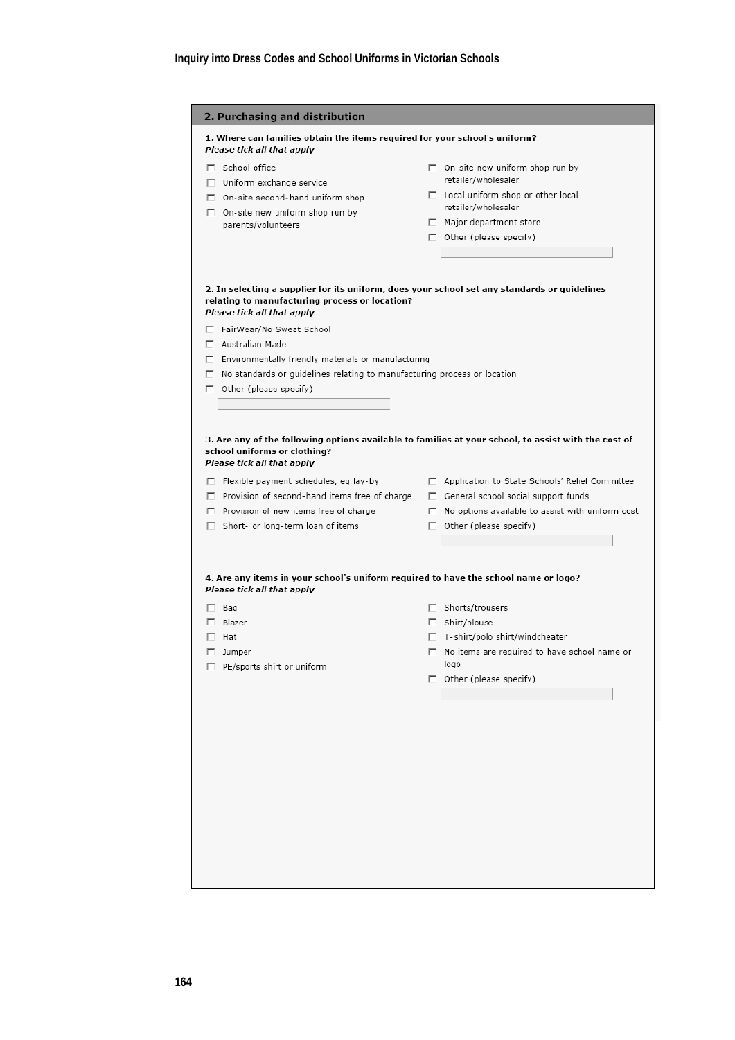## 2. Purchasing and distribution

**1. Where can families obtain the items required for your school's uniform?**
***Please tick all that apply***

- ☐ School office
- ☐ Uniform exchange service
- ☐ On-site second-hand uniform shop
- ☐ On-site new uniform shop run by parents/volunteers
- ☐ On-site new uniform shop run by retailer/wholesaler
- ☐ Local uniform shop or other local retailer/wholesaler
- ☐ Major department store
- ☐ Other (please specify) ____________

**2. In selecting a supplier for its uniform, does your school set any standards or guidelines relating to manufacturing process or location?**
***Please tick all that apply***

- ☐ FairWear/No Sweat School
- ☐ Australian Made
- ☐ Environmentally friendly materials or manufacturing
- ☐ No standards or guidelines relating to manufacturing process or location
- ☐ Other (please specify) ____________

**3. Are any of the following options available to families at your school, to assist with the cost of school uniforms or clothing?**
***Please tick all that apply***

- ☐ Flexible payment schedules, eg lay-by
- ☐ Provision of second-hand items free of charge
- ☐ Provision of new items free of charge
- ☐ Short- or long-term loan of items
- ☐ Application to State Schools' Relief Committee
- ☐ General school social support funds
- ☐ No options available to assist with uniform cost
- ☐ Other (please specify) ____________

**4. Are any items in your school's uniform required to have the school name or logo?**
***Please tick all that apply***

- ☐ Bag
- ☐ Blazer
- ☐ Hat
- ☐ Jumper
- ☐ PE/sports shirt or uniform
- ☐ Shorts/trousers
- ☐ Shirt/blouse
- ☐ T-shirt/polo shirt/windcheater
- ☐ No items are required to have school name or logo
- ☐ Other (please specify) ____________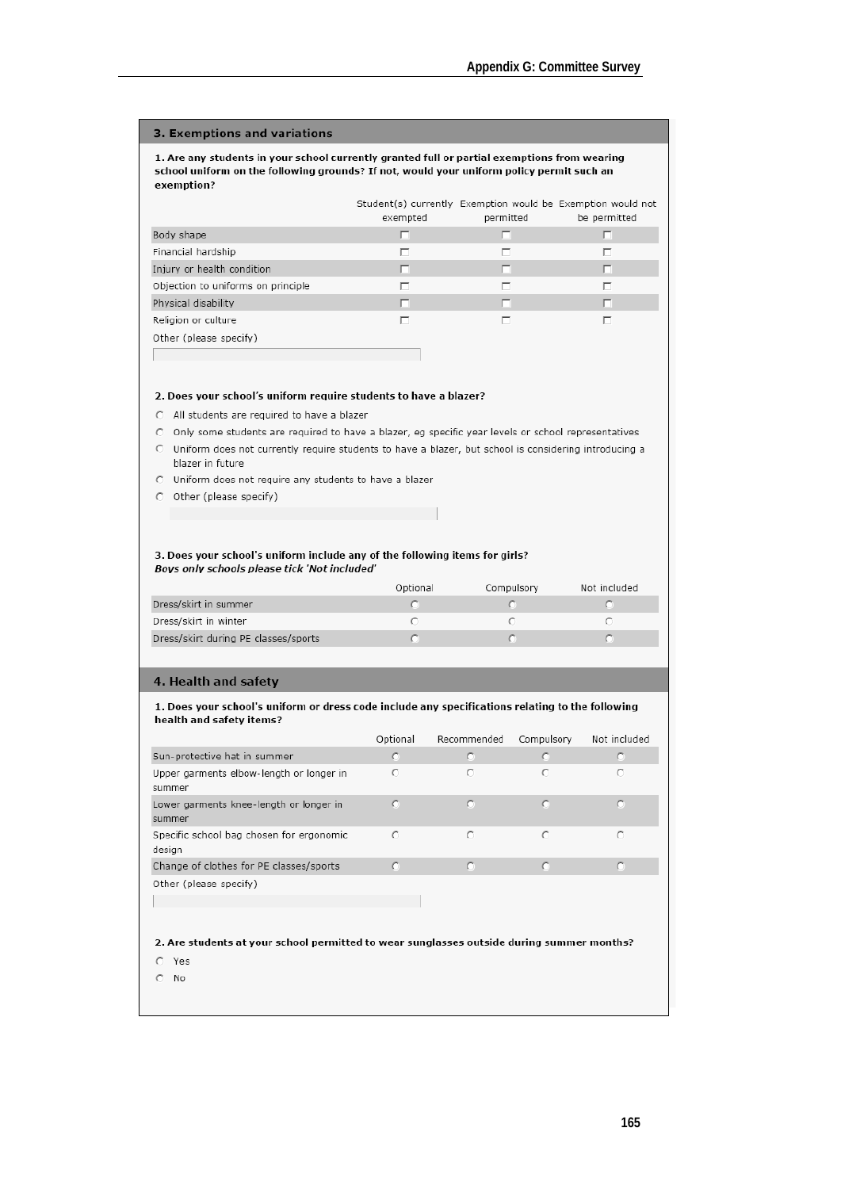## 3. Exemptions and variations

**1. Are any students in your school currently granted full or partial exemptions from wearing school uniform on the following grounds? If not, would your uniform policy permit such an exemption?**

| | Student(s) currently exempted | Exemption would be permitted | Exemption would not be permitted |
|---|---|---|---|
| Body shape | ☐ | ☐ | ☐ |
| Financial hardship | ☐ | ☐ | ☐ |
| Injury or health condition | ☐ | ☐ | ☐ |
| Objection to uniforms on principle | ☐ | ☐ | ☐ |
| Physical disability | ☐ | ☐ | ☐ |
| Religion or culture | ☐ | ☐ | ☐ |

Other (please specify)

**2. Does your school's uniform require students to have a blazer?**

- ○ All students are required to have a blazer
- ○ Only some students are required to have a blazer, eg specific year levels or school representatives
- ○ Uniform does not currently require students to have a blazer, but school is considering introducing a blazer in future
- ○ Uniform does not require any students to have a blazer
- ○ Other (please specify)

**3. Does your school's uniform include any of the following items for girls?**
***Boys only schools please tick 'Not included'***

| | Optional | Compulsory | Not included |
|---|---|---|---|
| Dress/skirt in summer | ○ | ○ | ○ |
| Dress/skirt in winter | ○ | ○ | ○ |
| Dress/skirt during PE classes/sports | ○ | ○ | ○ |

## 4. Health and safety

**1. Does your school's uniform or dress code include any specifications relating to the following health and safety items?**

| | Optional | Recommended | Compulsory | Not included |
|---|---|---|---|---|
| Sun-protective hat in summer | ○ | ○ | ○ | ○ |
| Upper garments elbow-length or longer in summer | ○ | ○ | ○ | ○ |
| Lower garments knee-length or longer in summer | ○ | ○ | ○ | ○ |
| Specific school bag chosen for ergonomic design | ○ | ○ | ○ | ○ |
| Change of clothes for PE classes/sports | ○ | ○ | ○ | ○ |

Other (please specify)

**2. Are students at your school permitted to wear sunglasses outside during summer months?**

- ○ Yes
- ○ No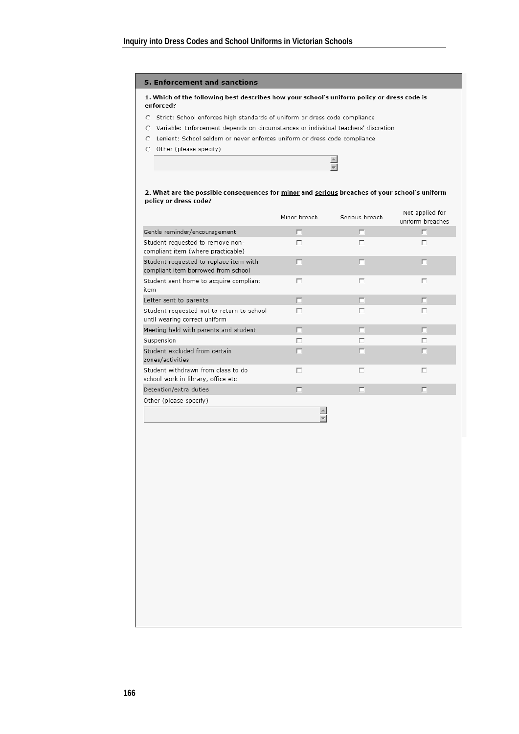## 5. Enforcement and sanctions

**1. Which of the following best describes how your school's uniform policy or dress code is enforced?**

- ○ Strict: School enforces high standards of uniform or dress code compliance
- ○ Variable: Enforcement depends on circumstances or individual teachers' discretion
- ○ Lenient: School seldom or never enforces uniform or dress code compliance
- ○ Other (please specify)

**2. What are the possible consequences for <u>minor</u> and <u>serious</u> breaches of your school's uniform policy or dress code?**

| | Minor breach | Serious breach | Not applied for uniform breaches |
|---|---|---|---|
| Gentle reminder/encouragement | ☐ | ☐ | ☐ |
| Student requested to remove non-compliant item (where practicable) | ☐ | ☐ | ☐ |
| Student requested to replace item with compliant item borrowed from school | ☐ | ☐ | ☐ |
| Student sent home to acquire compliant item | ☐ | ☐ | ☐ |
| Letter sent to parents | ☐ | ☐ | ☐ |
| Student requested not to return to school until wearing correct uniform | ☐ | ☐ | ☐ |
| Meeting held with parents and student | ☐ | ☐ | ☐ |
| Suspension | ☐ | ☐ | ☐ |
| Student excluded from certain zones/activities | ☐ | ☐ | ☐ |
| Student withdrawn from class to do school work in library, office etc | ☐ | ☐ | ☐ |
| Detention/extra duties | ☐ | ☐ | ☐ |

Other (please specify)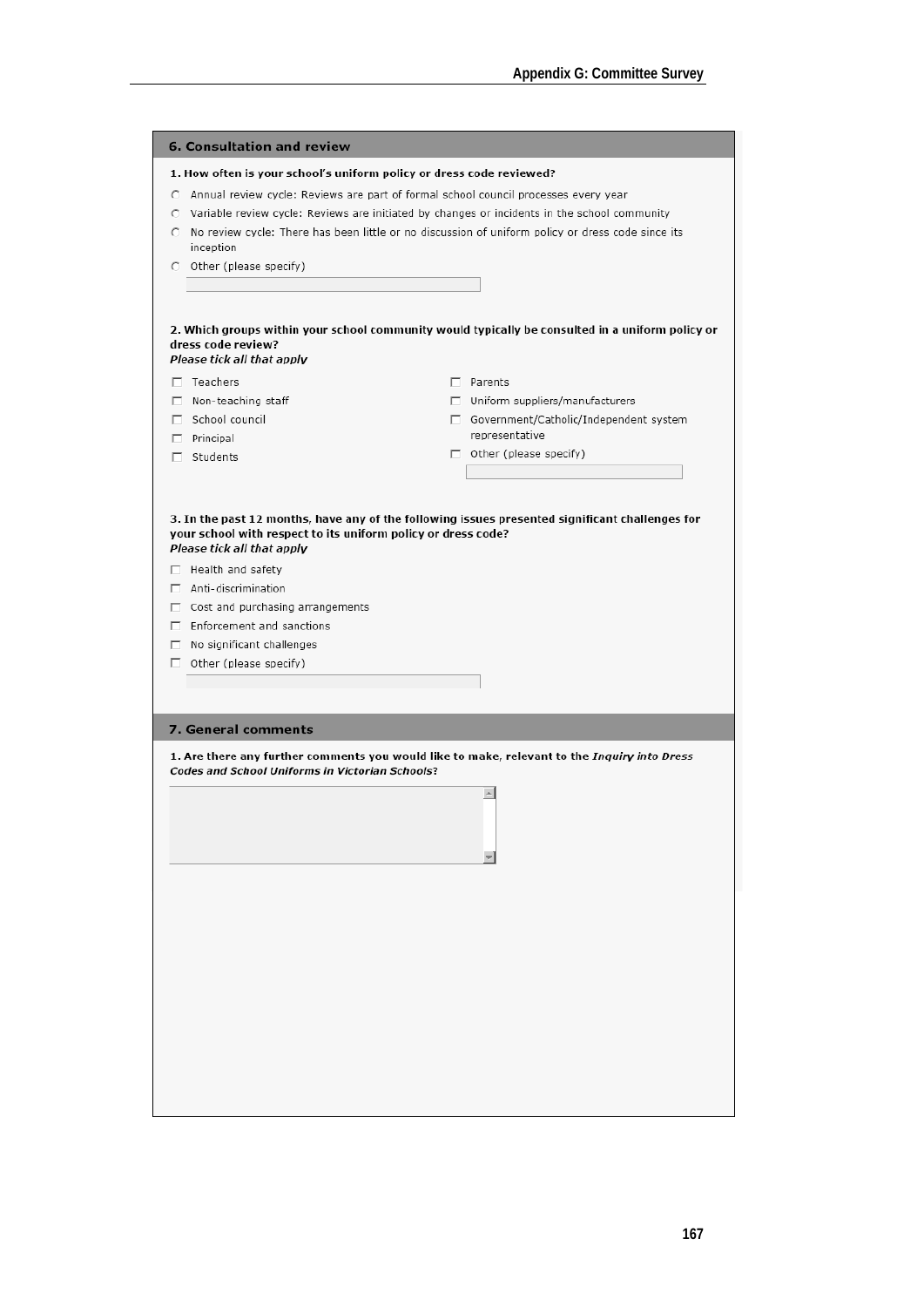## 6. Consultation and review

**1. How often is your school's uniform policy or dress code reviewed?**

- ○ Annual review cycle: Reviews are part of formal school council processes every year
- ○ Variable review cycle: Reviews are initiated by changes or incidents in the school community
- ○ No review cycle: There has been little or no discussion of uniform policy or dress code since its inception
- ○ Other (please specify)

**2. Which groups within your school community would typically be consulted in a uniform policy or dress code review?**
***Please tick all that apply***

- ☐ Teachers
- ☐ Non-teaching staff
- ☐ School council
- ☐ Principal
- ☐ Students
- ☐ Parents
- ☐ Uniform suppliers/manufacturers
- ☐ Government/Catholic/Independent system representative
- ☐ Other (please specify)

**3. In the past 12 months, have any of the following issues presented significant challenges for your school with respect to its uniform policy or dress code?**
***Please tick all that apply***

- ☐ Health and safety
- ☐ Anti-discrimination
- ☐ Cost and purchasing arrangements
- ☐ Enforcement and sanctions
- ☐ No significant challenges
- ☐ Other (please specify)

## 7. General comments

**1. Are there any further comments you would like to make, relevant to the *Inquiry into Dress Codes and School Uniforms in Victorian Schools*?**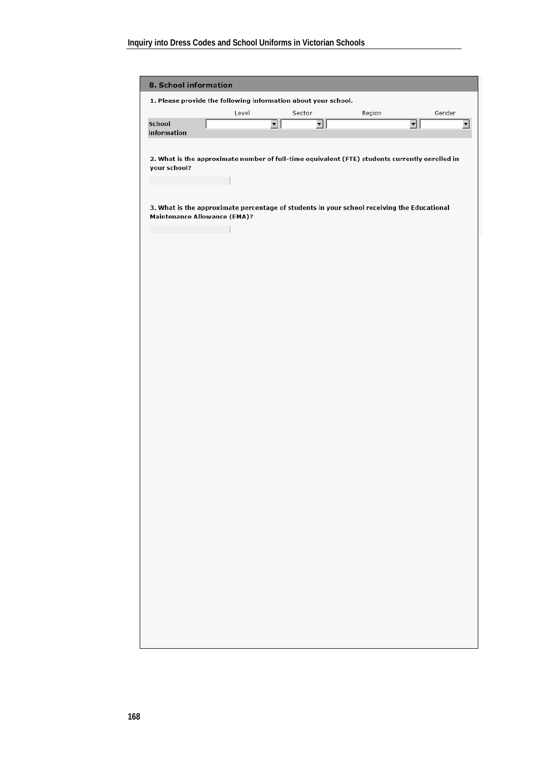## 8. School information

1. Please provide the following information about your school.

| | Level | Sector | Region | Gender |
|---|---|---|---|---|
| School information | | | | |

2. What is the approximate number of full-time equivalent (FTE) students currently enrolled in your school?

3. What is the approximate percentage of students in your school receiving the Educational Maintenance Allowance (EMA)?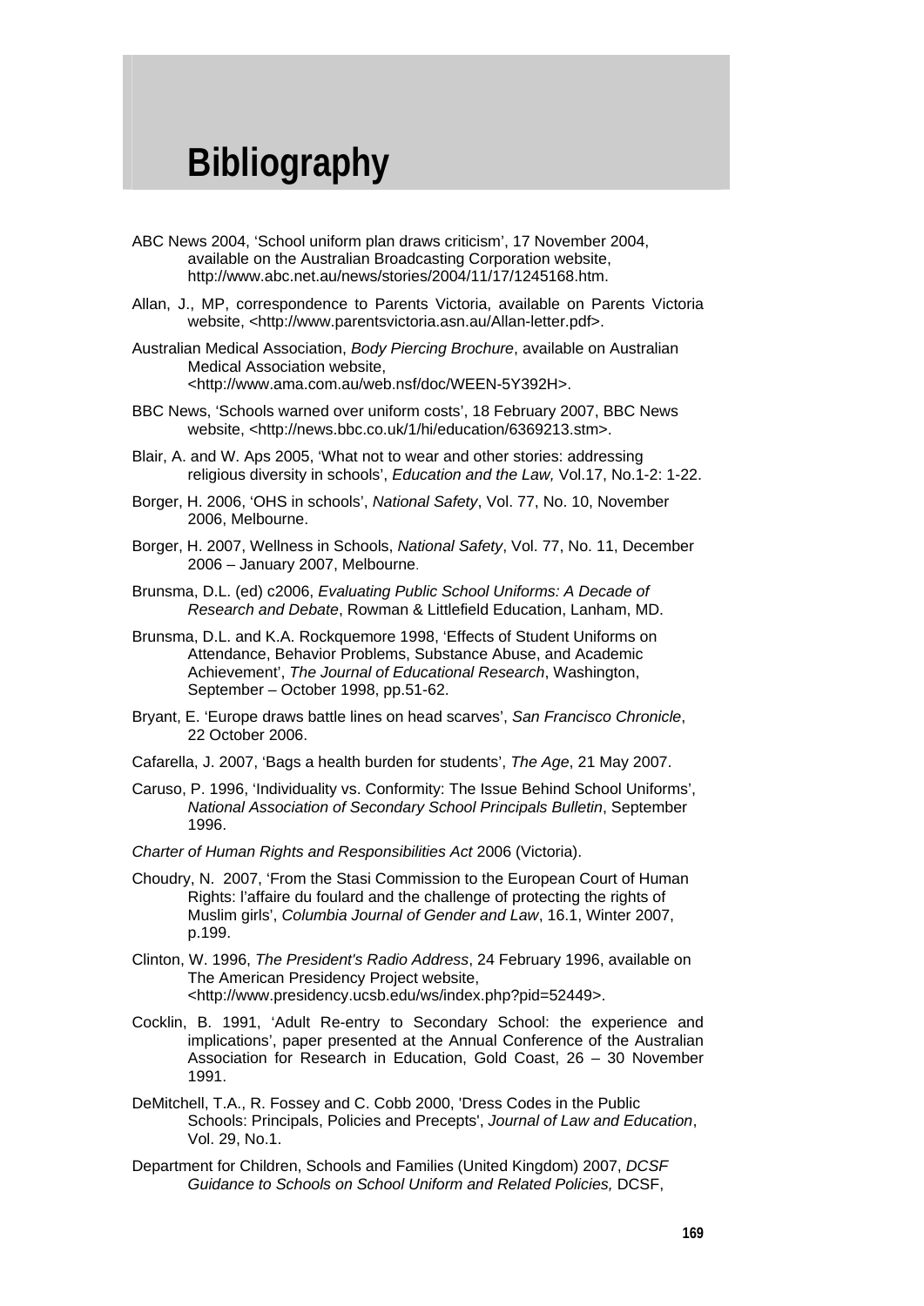# Bibliography

ABC News 2004, 'School uniform plan draws criticism', 17 November 2004, available on the Australian Broadcasting Corporation website, http://www.abc.net.au/news/stories/2004/11/17/1245168.htm.

Allan, J., MP, correspondence to Parents Victoria, available on Parents Victoria website, <http://www.parentsvictoria.asn.au/Allan-letter.pdf>.

Australian Medical Association, *Body Piercing Brochure*, available on Australian Medical Association website, <http://www.ama.com.au/web.nsf/doc/WEEN-5Y392H>.

BBC News, 'Schools warned over uniform costs', 18 February 2007, BBC News website, <http://news.bbc.co.uk/1/hi/education/6369213.stm>.

Blair, A. and W. Aps 2005, 'What not to wear and other stories: addressing religious diversity in schools', *Education and the Law,* Vol.17, No.1-2: 1-22.

Borger, H. 2006, 'OHS in schools', *National Safety*, Vol. 77, No. 10, November 2006, Melbourne.

Borger, H. 2007, Wellness in Schools, *National Safety*, Vol. 77, No. 11, December 2006 – January 2007, Melbourne.

Brunsma, D.L. (ed) c2006, *Evaluating Public School Uniforms: A Decade of Research and Debate*, Rowman & Littlefield Education, Lanham, MD.

Brunsma, D.L. and K.A. Rockquemore 1998, 'Effects of Student Uniforms on Attendance, Behavior Problems, Substance Abuse, and Academic Achievement', *The Journal of Educational Research*, Washington, September – October 1998, pp.51-62.

Bryant, E. 'Europe draws battle lines on head scarves', *San Francisco Chronicle*, 22 October 2006.

Cafarella, J. 2007, 'Bags a health burden for students', *The Age*, 21 May 2007.

Caruso, P. 1996, 'Individuality vs. Conformity: The Issue Behind School Uniforms', *National Association of Secondary School Principals Bulletin*, September 1996.

*Charter of Human Rights and Responsibilities Act* 2006 (Victoria).

Choudry, N. 2007, 'From the Stasi Commission to the European Court of Human Rights: l'affaire du foulard and the challenge of protecting the rights of Muslim girls', *Columbia Journal of Gender and Law*, 16.1, Winter 2007, p.199.

Clinton, W. 1996, *The President's Radio Address*, 24 February 1996, available on The American Presidency Project website, <http://www.presidency.ucsb.edu/ws/index.php?pid=52449>.

Cocklin, B. 1991, 'Adult Re-entry to Secondary School: the experience and implications', paper presented at the Annual Conference of the Australian Association for Research in Education, Gold Coast, 26 – 30 November 1991.

DeMitchell, T.A., R. Fossey and C. Cobb 2000, 'Dress Codes in the Public Schools: Principals, Policies and Precepts', *Journal of Law and Education*, Vol. 29, No.1.

Department for Children, Schools and Families (United Kingdom) 2007, *DCSF Guidance to Schools on School Uniform and Related Policies,* DCSF,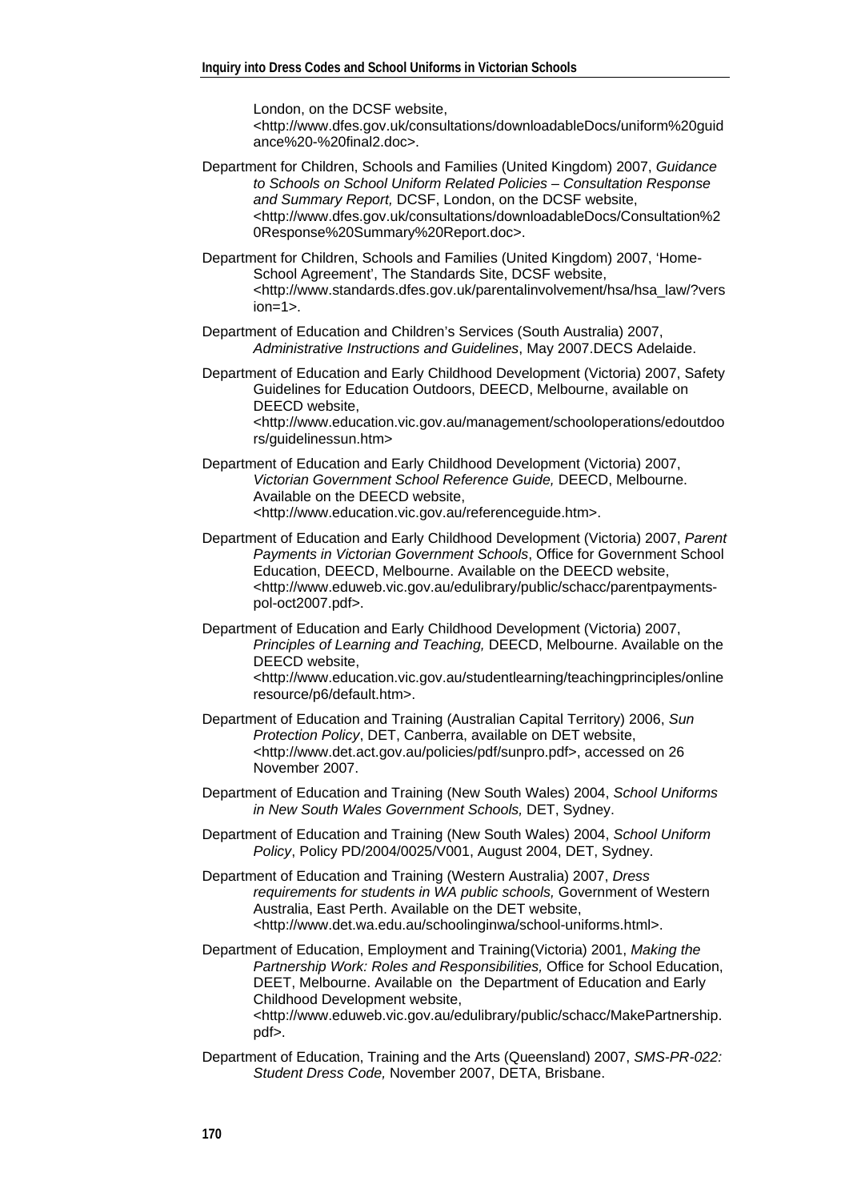London, on the DCSF website, <http://www.dfes.gov.uk/consultations/downloadableDocs/uniform%20guidance%20-%20final2.doc>.

Department for Children, Schools and Families (United Kingdom) 2007, *Guidance to Schools on School Uniform Related Policies – Consultation Response and Summary Report,* DCSF, London, on the DCSF website, <http://www.dfes.gov.uk/consultations/downloadableDocs/Consultation%20Response%20Summary%20Report.doc>.

Department for Children, Schools and Families (United Kingdom) 2007, 'Home-School Agreement', The Standards Site, DCSF website, <http://www.standards.dfes.gov.uk/parentalinvolvement/hsa/hsa_law/?version=1>.

Department of Education and Children's Services (South Australia) 2007, *Administrative Instructions and Guidelines*, May 2007.DECS Adelaide.

Department of Education and Early Childhood Development (Victoria) 2007, Safety Guidelines for Education Outdoors, DEECD, Melbourne, available on DEECD website, <http://www.education.vic.gov.au/management/schooloperations/edoutdoors/guidelinessun.htm>

Department of Education and Early Childhood Development (Victoria) 2007, *Victorian Government School Reference Guide,* DEECD, Melbourne. Available on the DEECD website, <http://www.education.vic.gov.au/referenceguide.htm>.

Department of Education and Early Childhood Development (Victoria) 2007, *Parent Payments in Victorian Government Schools*, Office for Government School Education, DEECD, Melbourne. Available on the DEECD website, <http://www.eduweb.vic.gov.au/edulibrary/public/schacc/parentpayments-pol-oct2007.pdf>.

Department of Education and Early Childhood Development (Victoria) 2007, *Principles of Learning and Teaching,* DEECD, Melbourne. Available on the DEECD website, <http://www.education.vic.gov.au/studentlearning/teachingprinciples/onlineresource/p6/default.htm>.

Department of Education and Training (Australian Capital Territory) 2006, *Sun Protection Policy*, DET, Canberra, available on DET website, <http://www.det.act.gov.au/policies/pdf/sunpro.pdf>, accessed on 26 November 2007.

Department of Education and Training (New South Wales) 2004, *School Uniforms in New South Wales Government Schools,* DET, Sydney.

Department of Education and Training (New South Wales) 2004, *School Uniform Policy*, Policy PD/2004/0025/V001, August 2004, DET, Sydney.

Department of Education and Training (Western Australia) 2007, *Dress requirements for students in WA public schools,* Government of Western Australia, East Perth. Available on the DET website, <http://www.det.wa.edu.au/schoolinginwa/school-uniforms.html>.

Department of Education, Employment and Training(Victoria) 2001, *Making the Partnership Work: Roles and Responsibilities,* Office for School Education, DEET, Melbourne. Available on the Department of Education and Early Childhood Development website, <http://www.eduweb.vic.gov.au/edulibrary/public/schacc/MakePartnership.pdf>.

Department of Education, Training and the Arts (Queensland) 2007, *SMS-PR-022: Student Dress Code,* November 2007, DETA, Brisbane.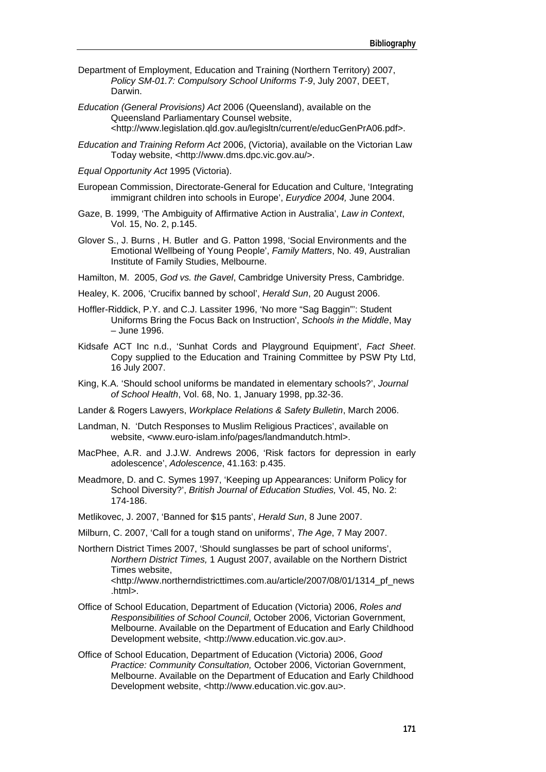Department of Employment, Education and Training (Northern Territory) 2007, *Policy SM-01.7: Compulsory School Uniforms T-9*, July 2007, DEET, Darwin.

*Education (General Provisions) Act* 2006 (Queensland), available on the Queensland Parliamentary Counsel website, <http://www.legislation.qld.gov.au/legisltn/current/e/educGenPrA06.pdf>.

*Education and Training Reform Act* 2006, (Victoria), available on the Victorian Law Today website, <http://www.dms.dpc.vic.gov.au/>.

*Equal Opportunity Act* 1995 (Victoria).

European Commission, Directorate-General for Education and Culture, 'Integrating immigrant children into schools in Europe', *Eurydice 2004,* June 2004.

Gaze, B. 1999, 'The Ambiguity of Affirmative Action in Australia', *Law in Context*, Vol. 15, No. 2, p.145.

Glover S., J. Burns , H. Butler and G. Patton 1998, 'Social Environments and the Emotional Wellbeing of Young People', *Family Matters*, No. 49, Australian Institute of Family Studies, Melbourne.

Hamilton, M. 2005, *God vs. the Gavel*, Cambridge University Press, Cambridge.

Healey, K. 2006, 'Crucifix banned by school', *Herald Sun*, 20 August 2006.

Hoffler-Riddick, P.Y. and C.J. Lassiter 1996, 'No more "Sag Baggin"': Student Uniforms Bring the Focus Back on Instruction', *Schools in the Middle*, May – June 1996.

Kidsafe ACT Inc n.d., 'Sunhat Cords and Playground Equipment', *Fact Sheet*. Copy supplied to the Education and Training Committee by PSW Pty Ltd, 16 July 2007.

King, K.A. 'Should school uniforms be mandated in elementary schools?', *Journal of School Health*, Vol. 68, No. 1, January 1998, pp.32-36.

Lander & Rogers Lawyers, *Workplace Relations & Safety Bulletin*, March 2006.

Landman, N. 'Dutch Responses to Muslim Religious Practices', available on website, <www.euro-islam.info/pages/landmandutch.html>.

MacPhee, A.R. and J.J.W. Andrews 2006, 'Risk factors for depression in early adolescence', *Adolescence*, 41.163: p.435.

Meadmore, D. and C. Symes 1997, 'Keeping up Appearances: Uniform Policy for School Diversity?', *British Journal of Education Studies,* Vol. 45, No. 2: 174-186.

Metlikovec, J. 2007, 'Banned for $15 pants', *Herald Sun*, 8 June 2007.

Milburn, C. 2007, 'Call for a tough stand on uniforms', *The Age*, 7 May 2007.

Northern District Times 2007, 'Should sunglasses be part of school uniforms', *Northern District Times,* 1 August 2007, available on the Northern District Times website, <http://www.northerndistricttimes.com.au/article/2007/08/01/1314_pf_news.html>.

Office of School Education, Department of Education (Victoria) 2006, *Roles and Responsibilities of School Council*, October 2006, Victorian Government, Melbourne. Available on the Department of Education and Early Childhood Development website, <http://www.education.vic.gov.au>.

Office of School Education, Department of Education (Victoria) 2006, *Good Practice: Community Consultation,* October 2006, Victorian Government, Melbourne. Available on the Department of Education and Early Childhood Development website, <http://www.education.vic.gov.au>.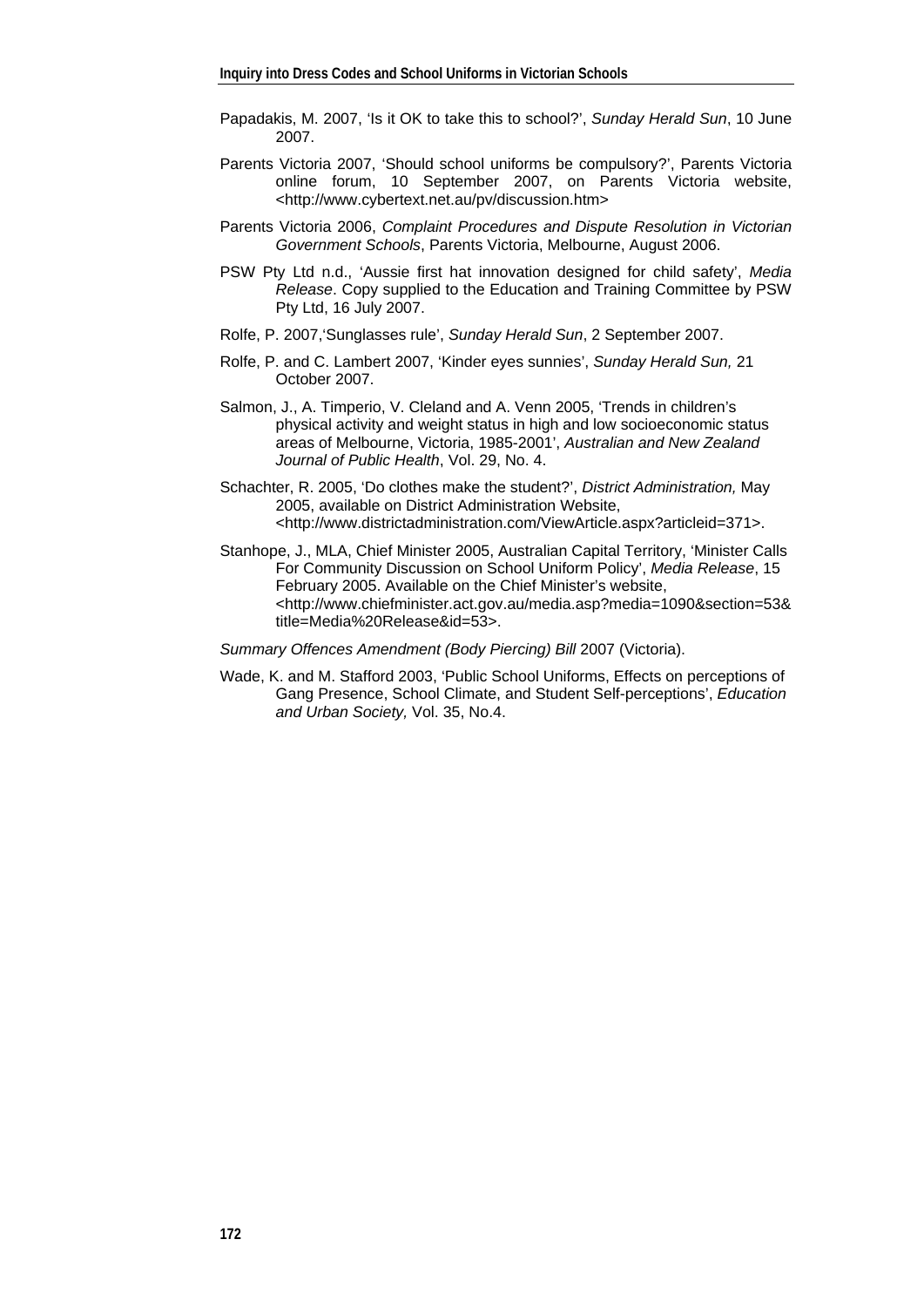Papadakis, M. 2007, 'Is it OK to take this to school?', *Sunday Herald Sun*, 10 June 2007.

Parents Victoria 2007, 'Should school uniforms be compulsory?', Parents Victoria online forum, 10 September 2007, on Parents Victoria website, <http://www.cybertext.net.au/pv/discussion.htm>

Parents Victoria 2006, *Complaint Procedures and Dispute Resolution in Victorian Government Schools*, Parents Victoria, Melbourne, August 2006.

PSW Pty Ltd n.d., 'Aussie first hat innovation designed for child safety', *Media Release*. Copy supplied to the Education and Training Committee by PSW Pty Ltd, 16 July 2007.

Rolfe, P. 2007,'Sunglasses rule', *Sunday Herald Sun*, 2 September 2007.

Rolfe, P. and C. Lambert 2007, 'Kinder eyes sunnies', *Sunday Herald Sun,* 21 October 2007.

Salmon, J., A. Timperio, V. Cleland and A. Venn 2005, 'Trends in children's physical activity and weight status in high and low socioeconomic status areas of Melbourne, Victoria, 1985-2001', *Australian and New Zealand Journal of Public Health*, Vol. 29, No. 4.

Schachter, R. 2005, 'Do clothes make the student?', *District Administration,* May 2005, available on District Administration Website, <http://www.districtadministration.com/ViewArticle.aspx?articleid=371>.

Stanhope, J., MLA, Chief Minister 2005, Australian Capital Territory, 'Minister Calls For Community Discussion on School Uniform Policy', *Media Release*, 15 February 2005. Available on the Chief Minister's website, <http://www.chiefminister.act.gov.au/media.asp?media=1090&section=53&title=Media%20Release&id=53>.

*Summary Offences Amendment (Body Piercing) Bill* 2007 (Victoria).

Wade, K. and M. Stafford 2003, 'Public School Uniforms, Effects on perceptions of Gang Presence, School Climate, and Student Self-perceptions', *Education and Urban Society,* Vol. 35, No.4.